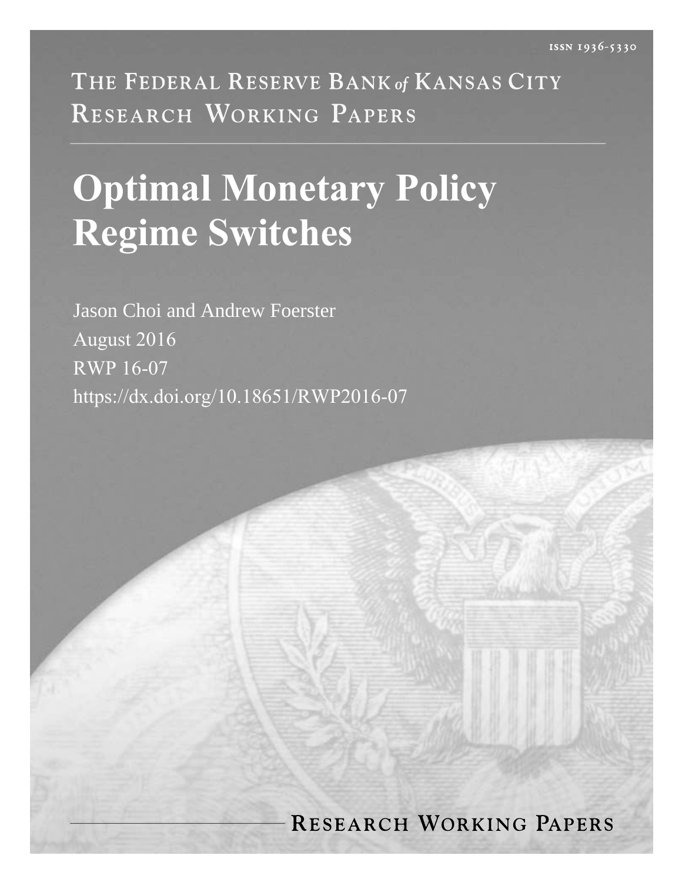ISSN 1936-5330

THE FEDERAL RESERVE BANK *of* KANSAS CITY
RESEARCH WORKING PAPERS

# Optimal Monetary Policy Regime Switches

Jason Choi and Andrew Foerster

August 2016

RWP 16-07

https://dx.doi.org/10.18651/RWP2016-07

RESEARCH WORKING PAPERS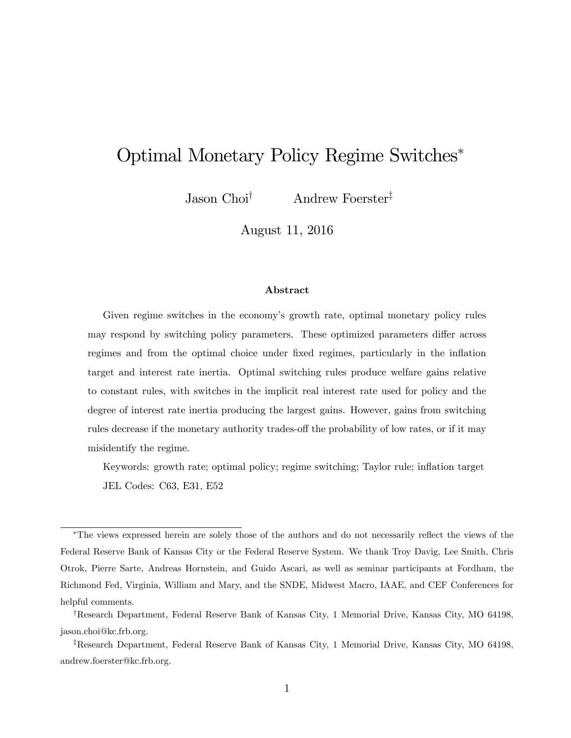# Optimal Monetary Policy Regime Switches*

Jason Choi[†] Andrew Foerster[‡]

August 11, 2016

### Abstract

Given regime switches in the economy's growth rate, optimal monetary policy rules may respond by switching policy parameters. These optimized parameters differ across regimes and from the optimal choice under fixed regimes, particularly in the inflation target and interest rate inertia. Optimal switching rules produce welfare gains relative to constant rules, with switches in the implicit real interest rate used for policy and the degree of interest rate inertia producing the largest gains. However, gains from switching rules decrease if the monetary authority trades-off the probability of low rates, or if it may misidentify the regime.

Keywords: growth rate; optimal policy; regime switching; Taylor rule; inflation target

JEL Codes: C63, E31, E52

---

*The views expressed herein are solely those of the authors and do not necessarily reflect the views of the Federal Reserve Bank of Kansas City or the Federal Reserve System. We thank Troy Davig, Lee Smith, Chris Otrok, Pierre Sarte, Andreas Hornstein, and Guido Ascari, as well as seminar participants at Fordham, the Richmond Fed, Virginia, William and Mary, and the SNDE, Midwest Macro, IAAE, and CEF Conferences for helpful comments.

[†]Research Department, Federal Reserve Bank of Kansas City, 1 Memorial Drive, Kansas City, MO 64198, jason.choi@kc.frb.org.

[‡]Research Department, Federal Reserve Bank of Kansas City, 1 Memorial Drive, Kansas City, MO 64198, andrew.foerster@kc.frb.org.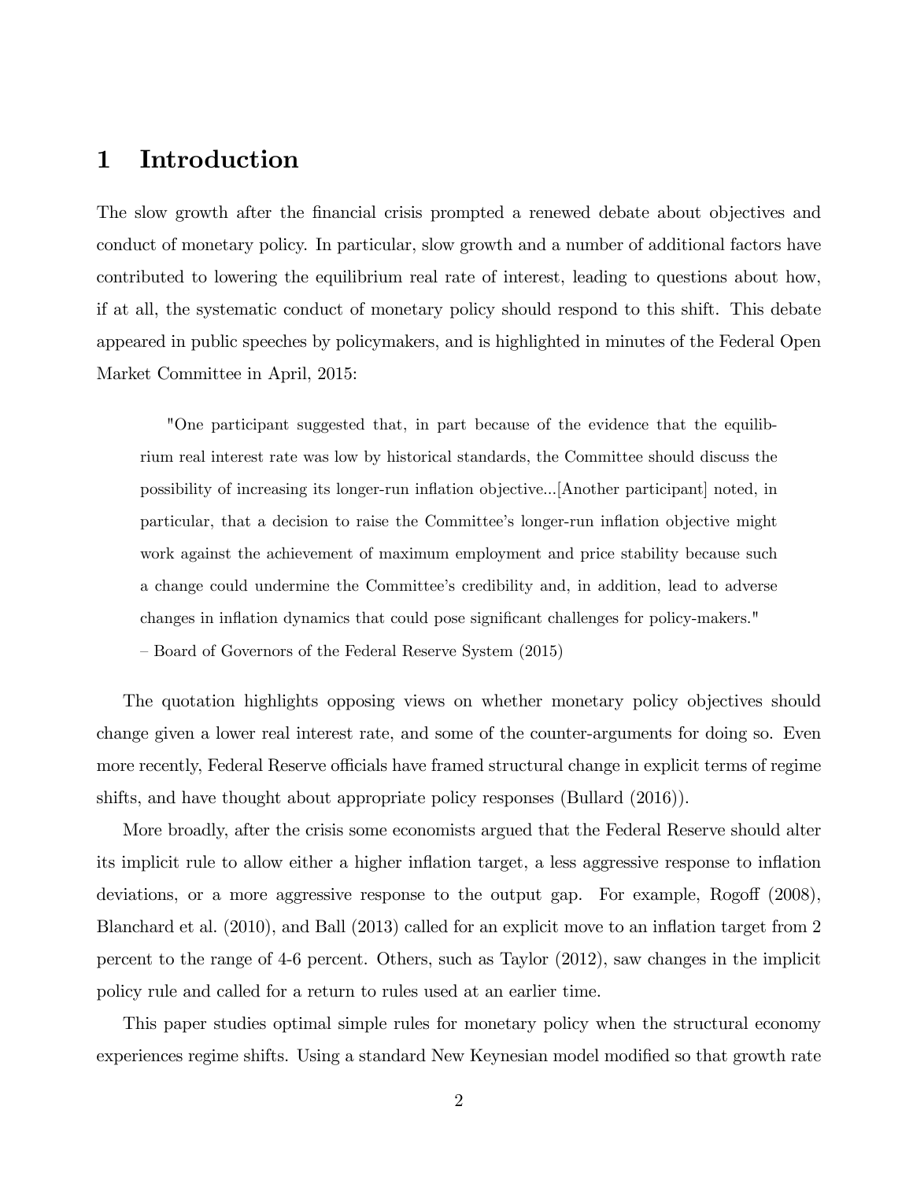# 1 Introduction

The slow growth after the financial crisis prompted a renewed debate about objectives and conduct of monetary policy. In particular, slow growth and a number of additional factors have contributed to lowering the equilibrium real rate of interest, leading to questions about how, if at all, the systematic conduct of monetary policy should respond to this shift. This debate appeared in public speeches by policymakers, and is highlighted in minutes of the Federal Open Market Committee in April, 2015:

> "One participant suggested that, in part because of the evidence that the equilibrium real interest rate was low by historical standards, the Committee should discuss the possibility of increasing its longer-run inflation objective...[Another participant] noted, in particular, that a decision to raise the Committee's longer-run inflation objective might work against the achievement of maximum employment and price stability because such a change could undermine the Committee's credibility and, in addition, lead to adverse changes in inflation dynamics that could pose significant challenges for policy-makers."
>
> – Board of Governors of the Federal Reserve System (2015)

The quotation highlights opposing views on whether monetary policy objectives should change given a lower real interest rate, and some of the counter-arguments for doing so. Even more recently, Federal Reserve officials have framed structural change in explicit terms of regime shifts, and have thought about appropriate policy responses (Bullard (2016)).

More broadly, after the crisis some economists argued that the Federal Reserve should alter its implicit rule to allow either a higher inflation target, a less aggressive response to inflation deviations, or a more aggressive response to the output gap. For example, Rogoff (2008), Blanchard et al. (2010), and Ball (2013) called for an explicit move to an inflation target from 2 percent to the range of 4-6 percent. Others, such as Taylor (2012), saw changes in the implicit policy rule and called for a return to rules used at an earlier time.

This paper studies optimal simple rules for monetary policy when the structural economy experiences regime shifts. Using a standard New Keynesian model modified so that growth rate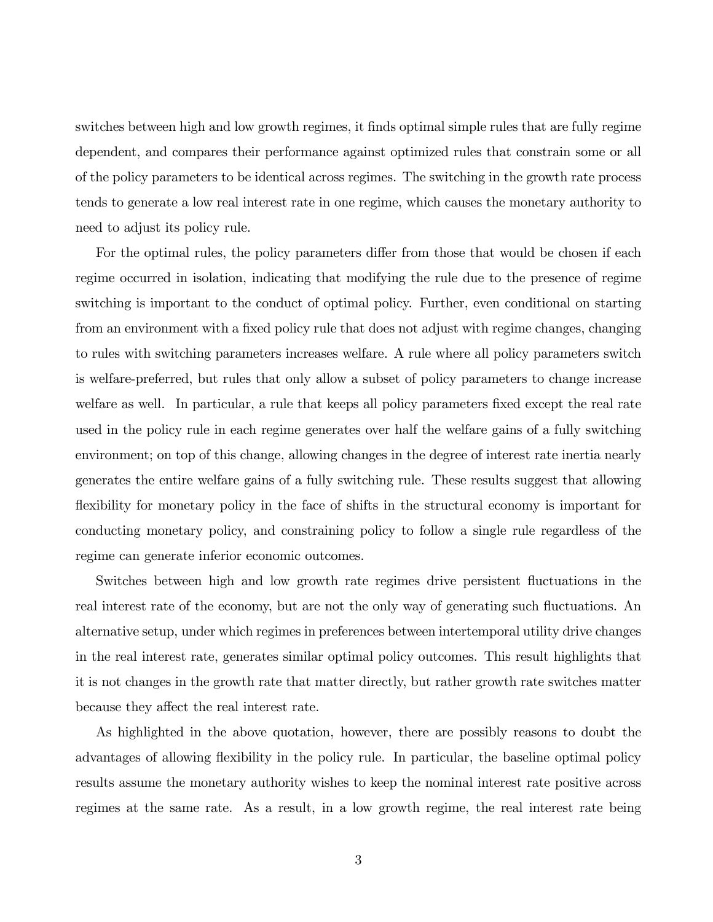switches between high and low growth regimes, it finds optimal simple rules that are fully regime dependent, and compares their performance against optimized rules that constrain some or all of the policy parameters to be identical across regimes. The switching in the growth rate process tends to generate a low real interest rate in one regime, which causes the monetary authority to need to adjust its policy rule.

For the optimal rules, the policy parameters differ from those that would be chosen if each regime occurred in isolation, indicating that modifying the rule due to the presence of regime switching is important to the conduct of optimal policy. Further, even conditional on starting from an environment with a fixed policy rule that does not adjust with regime changes, changing to rules with switching parameters increases welfare. A rule where all policy parameters switch is welfare-preferred, but rules that only allow a subset of policy parameters to change increase welfare as well. In particular, a rule that keeps all policy parameters fixed except the real rate used in the policy rule in each regime generates over half the welfare gains of a fully switching environment; on top of this change, allowing changes in the degree of interest rate inertia nearly generates the entire welfare gains of a fully switching rule. These results suggest that allowing flexibility for monetary policy in the face of shifts in the structural economy is important for conducting monetary policy, and constraining policy to follow a single rule regardless of the regime can generate inferior economic outcomes.

Switches between high and low growth rate regimes drive persistent fluctuations in the real interest rate of the economy, but are not the only way of generating such fluctuations. An alternative setup, under which regimes in preferences between intertemporal utility drive changes in the real interest rate, generates similar optimal policy outcomes. This result highlights that it is not changes in the growth rate that matter directly, but rather growth rate switches matter because they affect the real interest rate.

As highlighted in the above quotation, however, there are possibly reasons to doubt the advantages of allowing flexibility in the policy rule. In particular, the baseline optimal policy results assume the monetary authority wishes to keep the nominal interest rate positive across regimes at the same rate. As a result, in a low growth regime, the real interest rate being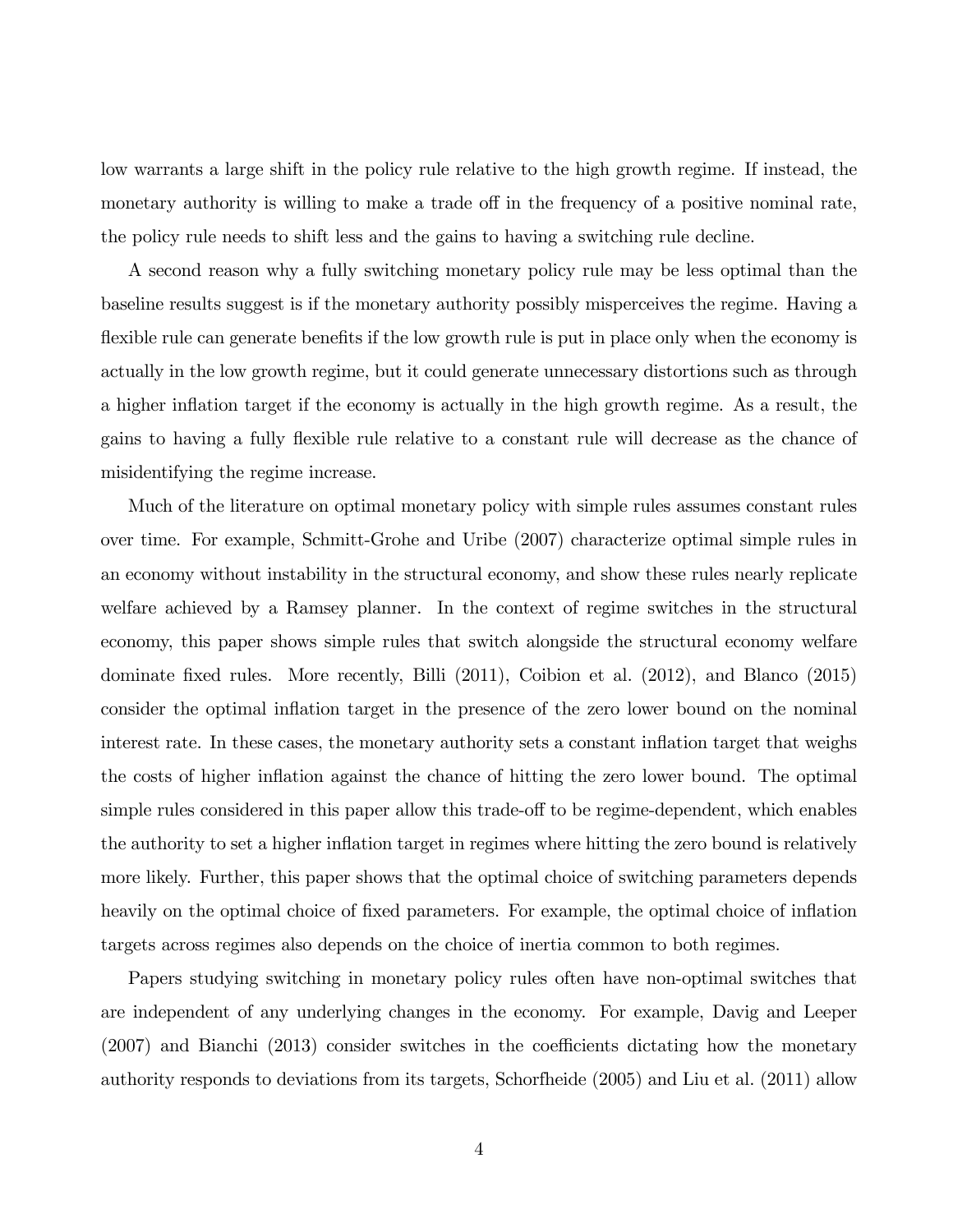low warrants a large shift in the policy rule relative to the high growth regime. If instead, the monetary authority is willing to make a trade off in the frequency of a positive nominal rate, the policy rule needs to shift less and the gains to having a switching rule decline.

A second reason why a fully switching monetary policy rule may be less optimal than the baseline results suggest is if the monetary authority possibly misperceives the regime. Having a flexible rule can generate benefits if the low growth rule is put in place only when the economy is actually in the low growth regime, but it could generate unnecessary distortions such as through a higher inflation target if the economy is actually in the high growth regime. As a result, the gains to having a fully flexible rule relative to a constant rule will decrease as the chance of misidentifying the regime increase.

Much of the literature on optimal monetary policy with simple rules assumes constant rules over time. For example, Schmitt-Grohe and Uribe (2007) characterize optimal simple rules in an economy without instability in the structural economy, and show these rules nearly replicate welfare achieved by a Ramsey planner. In the context of regime switches in the structural economy, this paper shows simple rules that switch alongside the structural economy welfare dominate fixed rules. More recently, Billi (2011), Coibion et al. (2012), and Blanco (2015) consider the optimal inflation target in the presence of the zero lower bound on the nominal interest rate. In these cases, the monetary authority sets a constant inflation target that weighs the costs of higher inflation against the chance of hitting the zero lower bound. The optimal simple rules considered in this paper allow this trade-off to be regime-dependent, which enables the authority to set a higher inflation target in regimes where hitting the zero bound is relatively more likely. Further, this paper shows that the optimal choice of switching parameters depends heavily on the optimal choice of fixed parameters. For example, the optimal choice of inflation targets across regimes also depends on the choice of inertia common to both regimes.

Papers studying switching in monetary policy rules often have non-optimal switches that are independent of any underlying changes in the economy. For example, Davig and Leeper (2007) and Bianchi (2013) consider switches in the coefficients dictating how the monetary authority responds to deviations from its targets, Schorfheide (2005) and Liu et al. (2011) allow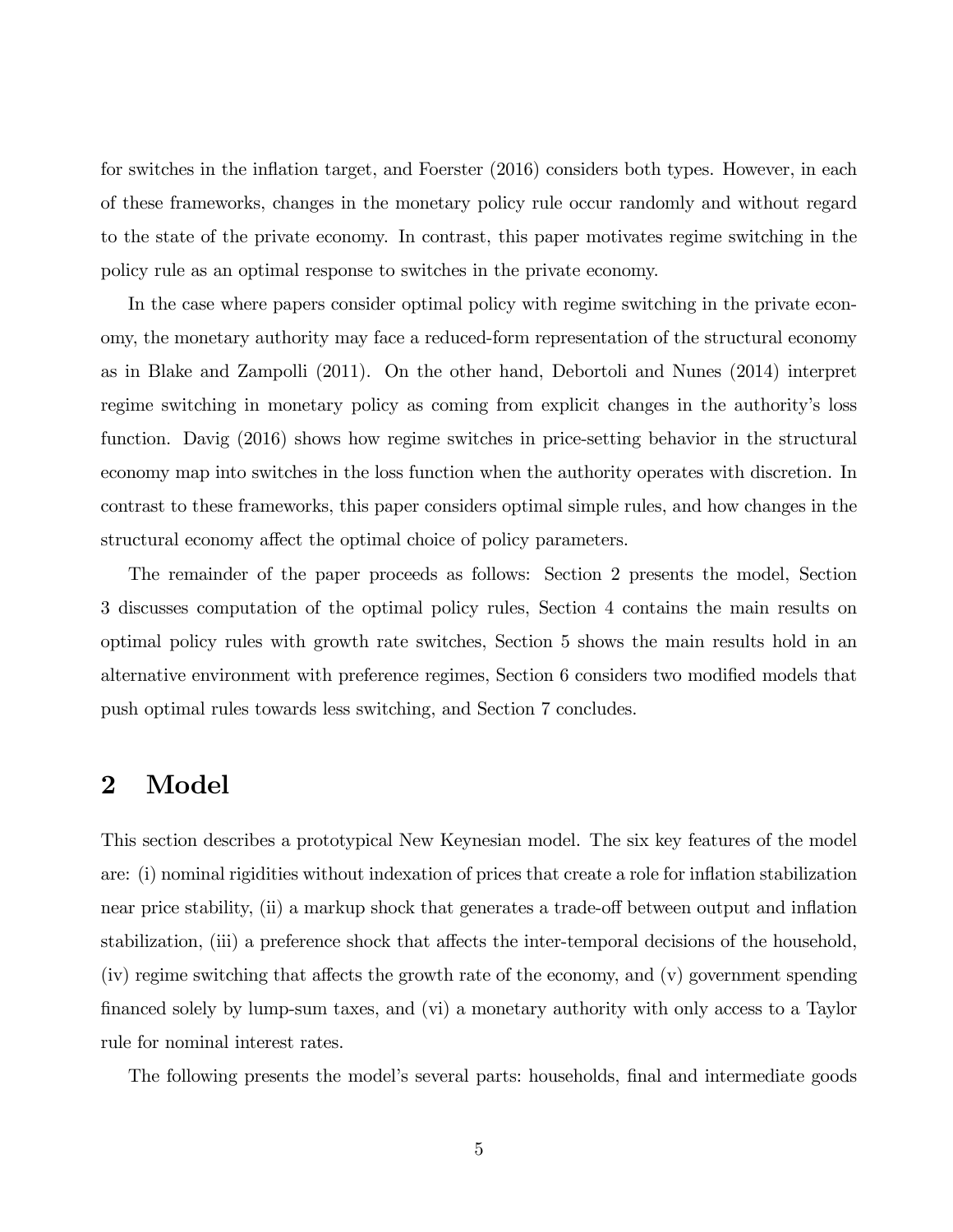for switches in the inflation target, and Foerster (2016) considers both types. However, in each of these frameworks, changes in the monetary policy rule occur randomly and without regard to the state of the private economy. In contrast, this paper motivates regime switching in the policy rule as an optimal response to switches in the private economy.

In the case where papers consider optimal policy with regime switching in the private economy, the monetary authority may face a reduced-form representation of the structural economy as in Blake and Zampolli (2011). On the other hand, Debortoli and Nunes (2014) interpret regime switching in monetary policy as coming from explicit changes in the authority's loss function. Davig (2016) shows how regime switches in price-setting behavior in the structural economy map into switches in the loss function when the authority operates with discretion. In contrast to these frameworks, this paper considers optimal simple rules, and how changes in the structural economy affect the optimal choice of policy parameters.

The remainder of the paper proceeds as follows: Section 2 presents the model, Section 3 discusses computation of the optimal policy rules, Section 4 contains the main results on optimal policy rules with growth rate switches, Section 5 shows the main results hold in an alternative environment with preference regimes, Section 6 considers two modified models that push optimal rules towards less switching, and Section 7 concludes.

# 2 Model

This section describes a prototypical New Keynesian model. The six key features of the model are: (i) nominal rigidities without indexation of prices that create a role for inflation stabilization near price stability, (ii) a markup shock that generates a trade-off between output and inflation stabilization, (iii) a preference shock that affects the inter-temporal decisions of the household, (iv) regime switching that affects the growth rate of the economy, and (v) government spending financed solely by lump-sum taxes, and (vi) a monetary authority with only access to a Taylor rule for nominal interest rates.

The following presents the model's several parts: households, final and intermediate goods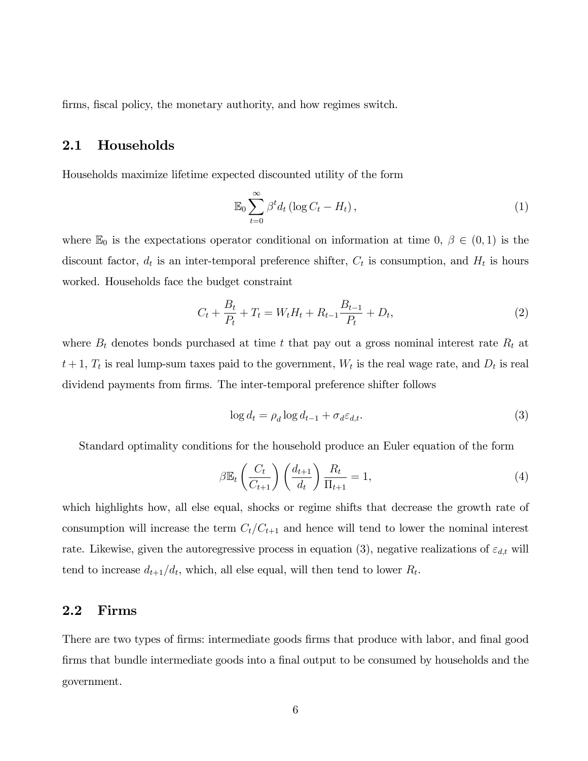firms, fiscal policy, the monetary authority, and how regimes switch.

## 2.1 Households

Households maximize lifetime expected discounted utility of the form

$$\mathbb{E}_0 \sum_{t=0}^{\infty} \beta^t d_t \left( \log C_t - H_t \right), \tag{1}$$

where $\mathbb{E}_0$ is the expectations operator conditional on information at time 0, $\beta \in (0,1)$ is the discount factor, $d_t$ is an inter-temporal preference shifter, $C_t$ is consumption, and $H_t$ is hours worked. Households face the budget constraint

$$C_t + \frac{B_t}{P_t} + T_t = W_t H_t + R_{t-1} \frac{B_{t-1}}{P_t} + D_t, \tag{2}$$

where $B_t$ denotes bonds purchased at time $t$ that pay out a gross nominal interest rate $R_t$ at $t+1$, $T_t$ is real lump-sum taxes paid to the government, $W_t$ is the real wage rate, and $D_t$ is real dividend payments from firms. The inter-temporal preference shifter follows

$$\log d_t = \rho_d \log d_{t-1} + \sigma_d \varepsilon_{d,t}. \tag{3}$$

Standard optimality conditions for the household produce an Euler equation of the form

$$\beta \mathbb{E}_t \left( \frac{C_t}{C_{t+1}} \right) \left( \frac{d_{t+1}}{d_t} \right) \frac{R_t}{\Pi_{t+1}} = 1, \tag{4}$$

which highlights how, all else equal, shocks or regime shifts that decrease the growth rate of consumption will increase the term $C_t/C_{t+1}$ and hence will tend to lower the nominal interest rate. Likewise, given the autoregressive process in equation (3), negative realizations of $\varepsilon_{d,t}$ will tend to increase $d_{t+1}/d_t$, which, all else equal, will then tend to lower $R_t$.

## 2.2 Firms

There are two types of firms: intermediate goods firms that produce with labor, and final good firms that bundle intermediate goods into a final output to be consumed by households and the government.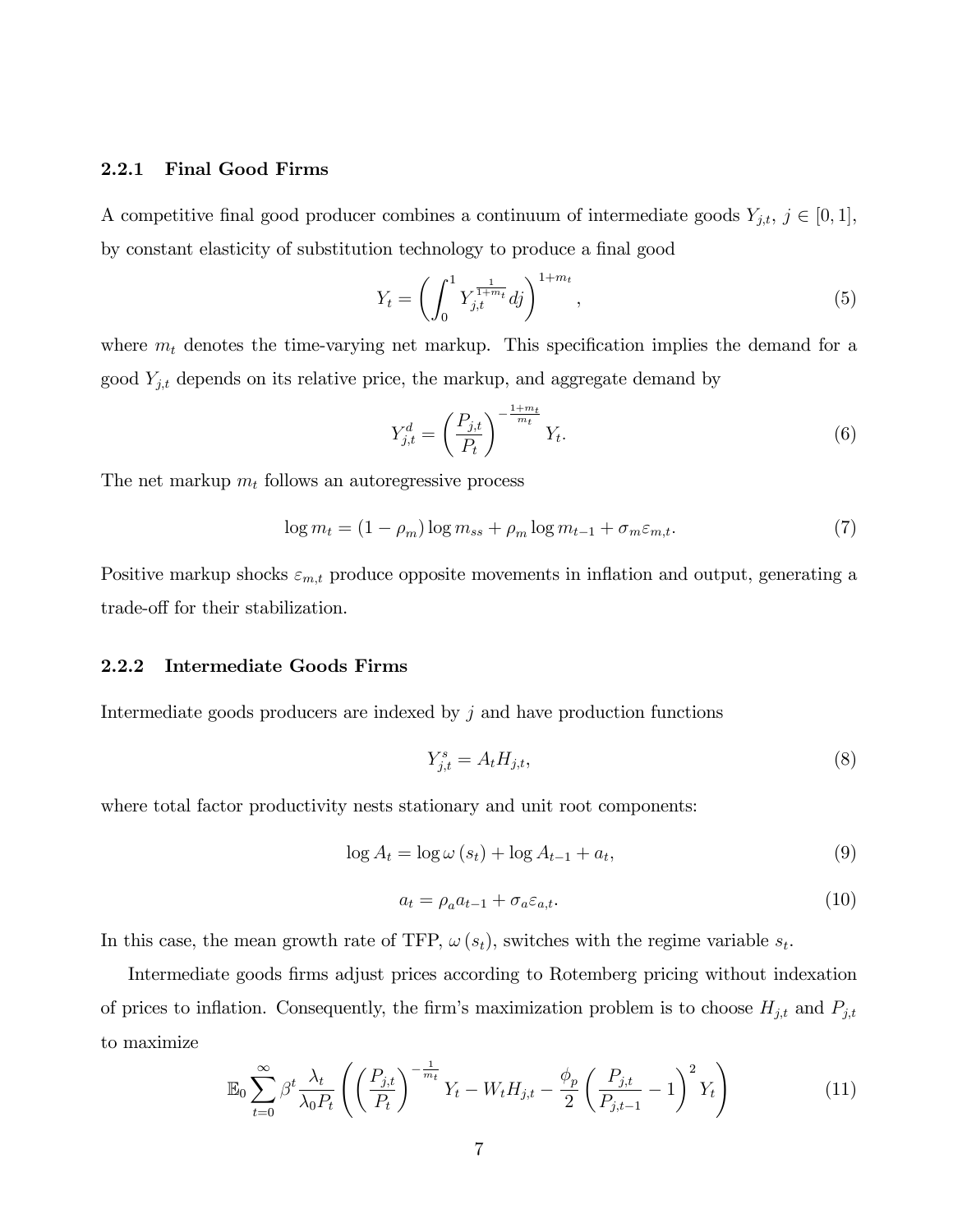### 2.2.1 Final Good Firms

A competitive final good producer combines a continuum of intermediate goods $Y_{j,t}$, $j \in [0,1]$, by constant elasticity of substitution technology to produce a final good

$$Y_t = \left( \int_0^1 Y_{j,t}^{\frac{1}{1+m_t}} dj \right)^{1+m_t}, \tag{5}$$

where $m_t$ denotes the time-varying net markup. This specification implies the demand for a good $Y_{j,t}$ depends on its relative price, the markup, and aggregate demand by

$$Y_{j,t}^d = \left( \frac{P_{j,t}}{P_t} \right)^{-\frac{1+m_t}{m_t}} Y_t. \tag{6}$$

The net markup $m_t$ follows an autoregressive process

$$\log m_t = (1 - \rho_m) \log m_{ss} + \rho_m \log m_{t-1} + \sigma_m \varepsilon_{m,t}. \tag{7}$$

Positive markup shocks $\varepsilon_{m,t}$ produce opposite movements in inflation and output, generating a trade-off for their stabilization.

### 2.2.2 Intermediate Goods Firms

Intermediate goods producers are indexed by $j$ and have production functions

$$Y_{j,t}^s = A_t H_{j,t}, \tag{8}$$

where total factor productivity nests stationary and unit root components:

$$\log A_t = \log \omega(s_t) + \log A_{t-1} + a_t, \tag{9}$$

$$a_t = \rho_a a_{t-1} + \sigma_a \varepsilon_{a,t}. \tag{10}$$

In this case, the mean growth rate of TFP, $\omega(s_t)$, switches with the regime variable $s_t$.

Intermediate goods firms adjust prices according to Rotemberg pricing without indexation of prices to inflation. Consequently, the firm's maximization problem is to choose $H_{j,t}$ and $P_{j,t}$ to maximize

$$\mathbb{E}_0 \sum_{t=0}^{\infty} \beta^t \frac{\lambda_t}{\lambda_0 P_t} \left( \left( \frac{P_{j,t}}{P_t} \right)^{-\frac{1}{m_t}} Y_t - W_t H_{j,t} - \frac{\phi_p}{2} \left( \frac{P_{j,t}}{P_{j,t-1}} - 1 \right)^2 Y_t \right) \tag{11}$$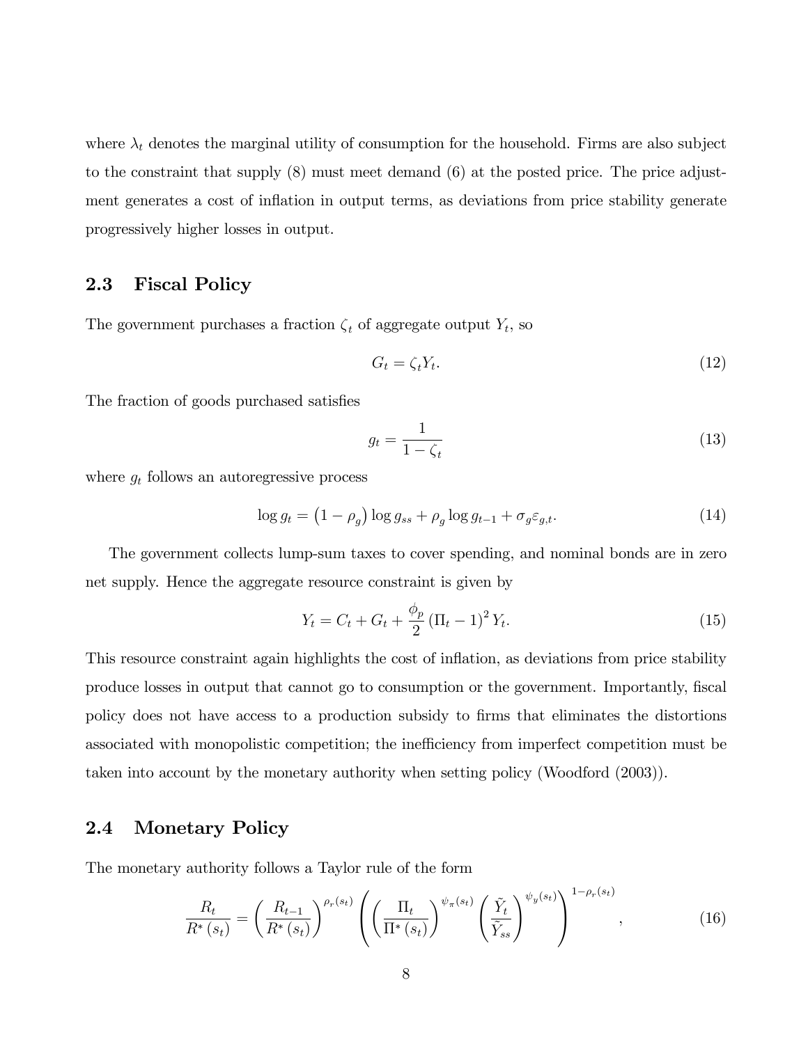where $\lambda_t$ denotes the marginal utility of consumption for the household. Firms are also subject to the constraint that supply (8) must meet demand (6) at the posted price. The price adjustment generates a cost of inflation in output terms, as deviations from price stability generate progressively higher losses in output.

## 2.3 Fiscal Policy

The government purchases a fraction $\zeta_t$ of aggregate output $Y_t$, so

$$G_t = \zeta_t Y_t. \tag{12}$$

The fraction of goods purchased satisfies

$$g_t = \frac{1}{1-\zeta_t} \tag{13}$$

where $g_t$ follows an autoregressive process

$$\log g_t = \left(1-\rho_g\right)\log g_{ss} + \rho_g \log g_{t-1} + \sigma_g \varepsilon_{g,t}. \tag{14}$$

The government collects lump-sum taxes to cover spending, and nominal bonds are in zero net supply. Hence the aggregate resource constraint is given by

$$Y_t = C_t + G_t + \frac{\phi_p}{2}\left(\Pi_t - 1\right)^2 Y_t. \tag{15}$$

This resource constraint again highlights the cost of inflation, as deviations from price stability produce losses in output that cannot go to consumption or the government. Importantly, fiscal policy does not have access to a production subsidy to firms that eliminates the distortions associated with monopolistic competition; the inefficiency from imperfect competition must be taken into account by the monetary authority when setting policy (Woodford (2003)).

## 2.4 Monetary Policy

The monetary authority follows a Taylor rule of the form

$$\frac{R_t}{R^*(s_t)} = \left(\frac{R_{t-1}}{R^*(s_t)}\right)^{\rho_r(s_t)} \left(\left(\frac{\Pi_t}{\Pi^*(s_t)}\right)^{\psi_\pi(s_t)} \left(\frac{\tilde{Y}_t}{\tilde{Y}_{ss}}\right)^{\psi_y(s_t)}\right)^{1-\rho_r(s_t)}, \tag{16}$$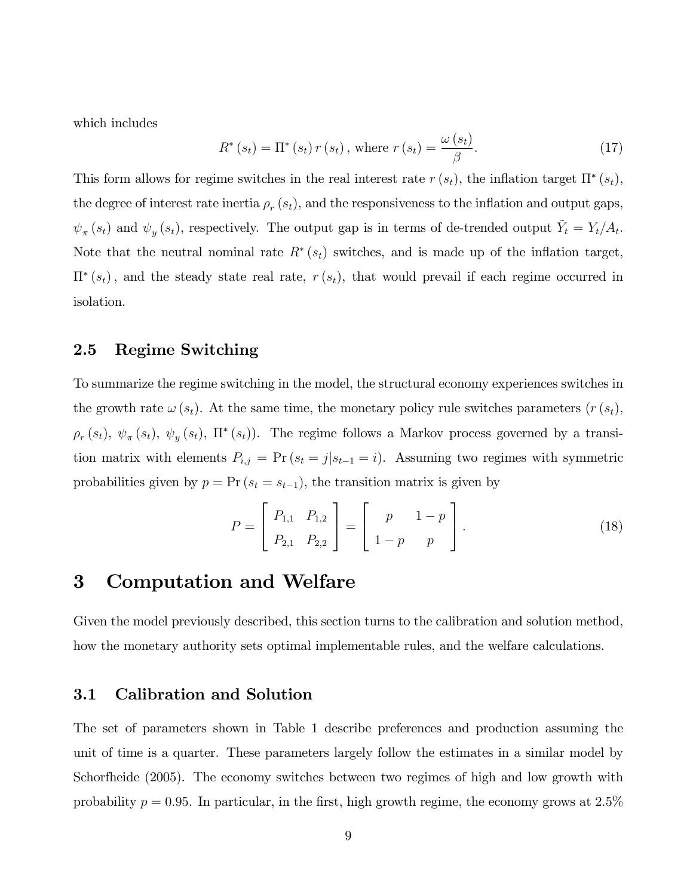which includes

$$R^*(s_t) = \Pi^*(s_t) \, r(s_t), \text{ where } r(s_t) = \frac{\omega(s_t)}{\beta}. \tag{17}$$

This form allows for regime switches in the real interest rate $r(s_t)$, the inflation target $\Pi^*(s_t)$, the degree of interest rate inertia $\rho_r(s_t)$, and the responsiveness to the inflation and output gaps, $\psi_\pi(s_t)$ and $\psi_y(s_t)$, respectively. The output gap is in terms of de-trended output $\tilde{Y}_t = Y_t/A_t$. Note that the neutral nominal rate $R^*(s_t)$ switches, and is made up of the inflation target, $\Pi^*(s_t)$, and the steady state real rate, $r(s_t)$, that would prevail if each regime occurred in isolation.

## 2.5 Regime Switching

To summarize the regime switching in the model, the structural economy experiences switches in the growth rate $\omega(s_t)$. At the same time, the monetary policy rule switches parameters ($r(s_t)$, $\rho_r(s_t)$, $\psi_\pi(s_t)$, $\psi_y(s_t)$, $\Pi^*(s_t)$). The regime follows a Markov process governed by a transition matrix with elements $P_{i,j} = \Pr(s_t = j | s_{t-1} = i)$. Assuming two regimes with symmetric probabilities given by $p = \Pr(s_t = s_{t-1})$, the transition matrix is given by

$$P = \begin{bmatrix} P_{1,1} & P_{1,2} \\ P_{2,1} & P_{2,2} \end{bmatrix} = \begin{bmatrix} p & 1-p \\ 1-p & p \end{bmatrix}. \tag{18}$$

# 3 Computation and Welfare

Given the model previously described, this section turns to the calibration and solution method, how the monetary authority sets optimal implementable rules, and the welfare calculations.

## 3.1 Calibration and Solution

The set of parameters shown in Table 1 describe preferences and production assuming the unit of time is a quarter. These parameters largely follow the estimates in a similar model by Schorfheide (2005). The economy switches between two regimes of high and low growth with probability $p = 0.95$. In particular, in the first, high growth regime, the economy grows at 2.5%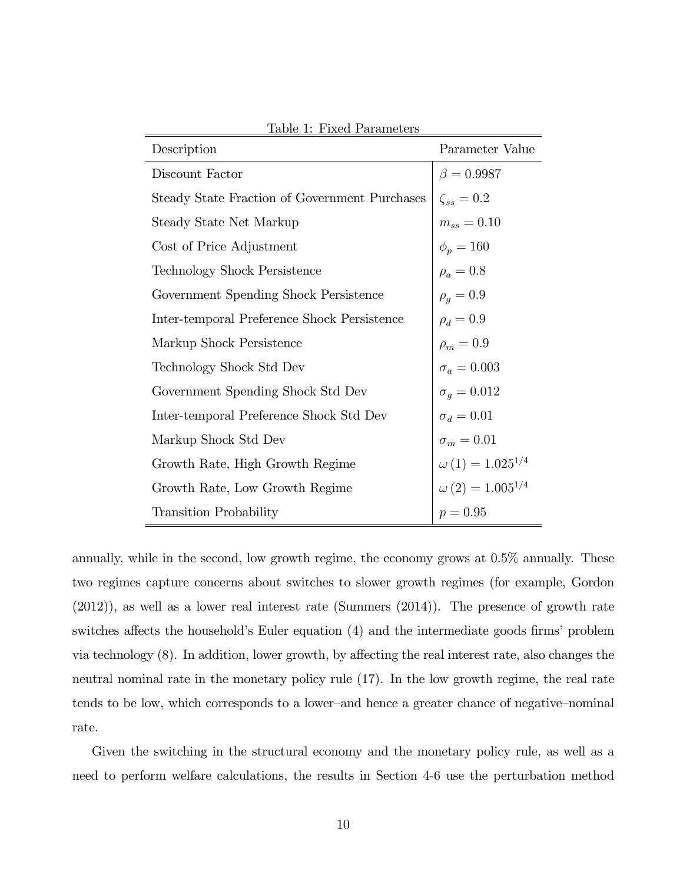Table 1: Fixed Parameters

| Description | Parameter Value |
|---|---|
| Discount Factor | $\beta = 0.9987$ |
| Steady State Fraction of Government Purchases | $\zeta_{ss} = 0.2$ |
| Steady State Net Markup | $m_{ss} = 0.10$ |
| Cost of Price Adjustment | $\phi_p = 160$ |
| Technology Shock Persistence | $\rho_a = 0.8$ |
| Government Spending Shock Persistence | $\rho_g = 0.9$ |
| Inter-temporal Preference Shock Persistence | $\rho_d = 0.9$ |
| Markup Shock Persistence | $\rho_m = 0.9$ |
| Technology Shock Std Dev | $\sigma_a = 0.003$ |
| Government Spending Shock Std Dev | $\sigma_g = 0.012$ |
| Inter-temporal Preference Shock Std Dev | $\sigma_d = 0.01$ |
| Markup Shock Std Dev | $\sigma_m = 0.01$ |
| Growth Rate, High Growth Regime | $\omega(1) = 1.025^{1/4}$ |
| Growth Rate, Low Growth Regime | $\omega(2) = 1.005^{1/4}$ |
| Transition Probability | $p = 0.95$ |

annually, while in the second, low growth regime, the economy grows at 0.5% annually. These two regimes capture concerns about switches to slower growth regimes (for example, Gordon (2012)), as well as a lower real interest rate (Summers (2014)). The presence of growth rate switches affects the household's Euler equation (4) and the intermediate goods firms' problem via technology (8). In addition, lower growth, by affecting the real interest rate, also changes the neutral nominal rate in the monetary policy rule (17). In the low growth regime, the real rate tends to be low, which corresponds to a lower–and hence a greater chance of negative–nominal rate.

Given the switching in the structural economy and the monetary policy rule, as well as a need to perform welfare calculations, the results in Section 4-6 use the perturbation method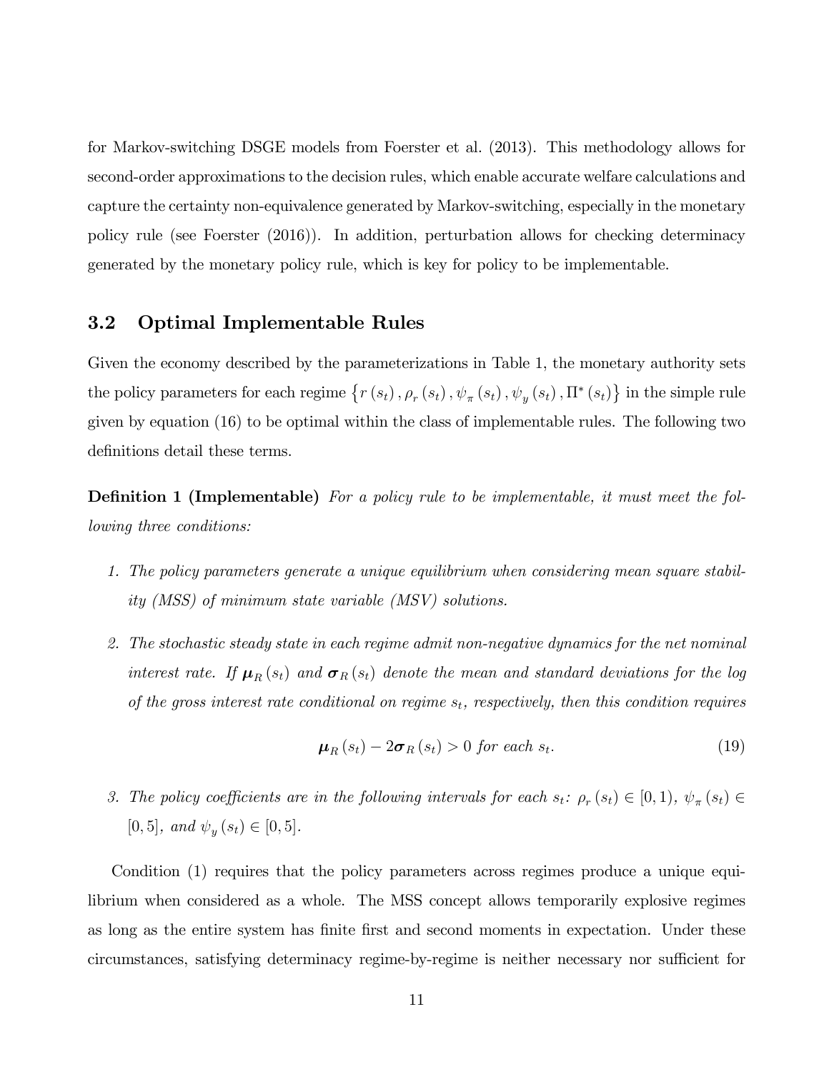for Markov-switching DSGE models from Foerster et al. (2013). This methodology allows for second-order approximations to the decision rules, which enable accurate welfare calculations and capture the certainty non-equivalence generated by Markov-switching, especially in the monetary policy rule (see Foerster (2016)). In addition, perturbation allows for checking determinacy generated by the monetary policy rule, which is key for policy to be implementable.

## 3.2 Optimal Implementable Rules

Given the economy described by the parameterizations in Table 1, the monetary authority sets the policy parameters for each regime $\left\{r\left(s_t\right), \rho_r\left(s_t\right), \psi_\pi\left(s_t\right), \psi_y\left(s_t\right), \Pi^*\left(s_t\right)\right\}$ in the simple rule given by equation (16) to be optimal within the class of implementable rules. The following two definitions detail these terms.

**Definition 1 (Implementable)** *For a policy rule to be implementable, it must meet the following three conditions:*

1. *The policy parameters generate a unique equilibrium when considering mean square stability (MSS) of minimum state variable (MSV) solutions.*
2. *The stochastic steady state in each regime admit non-negative dynamics for the net nominal interest rate. If $\boldsymbol{\mu}_R\left(s_t\right)$ and $\boldsymbol{\sigma}_R\left(s_t\right)$ denote the mean and standard deviations for the log of the gross interest rate conditional on regime $s_t$, respectively, then this condition requires*

$$\boldsymbol{\mu}_R\left(s_t\right) - 2\boldsymbol{\sigma}_R\left(s_t\right) > 0 \text{ for each } s_t. \tag{19}$$

3. *The policy coefficients are in the following intervals for each $s_t$: $\rho_r\left(s_t\right) \in [0,1)$, $\psi_\pi\left(s_t\right) \in [0,5]$, and $\psi_y\left(s_t\right) \in [0,5]$.*

Condition (1) requires that the policy parameters across regimes produce a unique equilibrium when considered as a whole. The MSS concept allows temporarily explosive regimes as long as the entire system has finite first and second moments in expectation. Under these circumstances, satisfying determinacy regime-by-regime is neither necessary nor sufficient for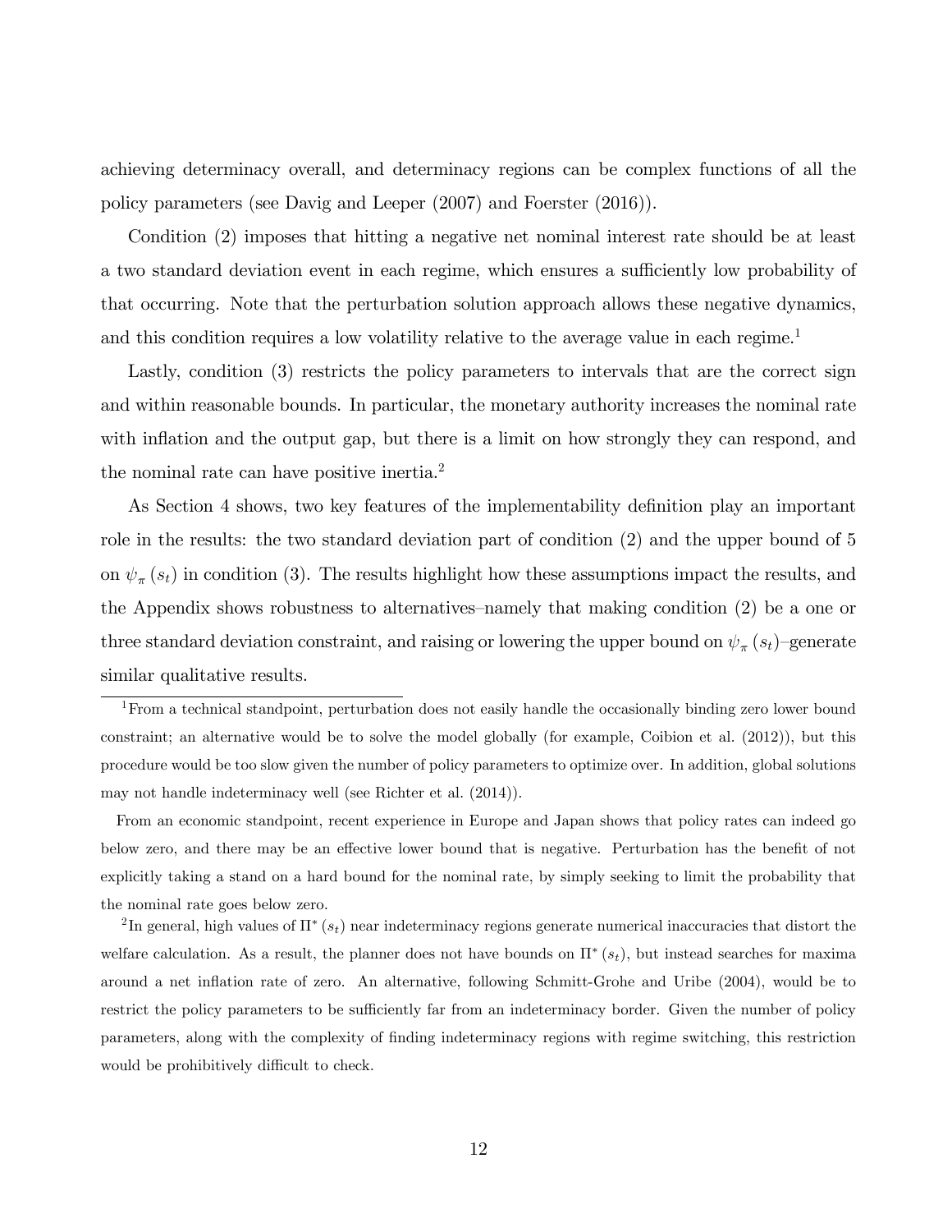achieving determinacy overall, and determinacy regions can be complex functions of all the policy parameters (see Davig and Leeper (2007) and Foerster (2016)).

Condition (2) imposes that hitting a negative net nominal interest rate should be at least a two standard deviation event in each regime, which ensures a sufficiently low probability of that occurring. Note that the perturbation solution approach allows these negative dynamics, and this condition requires a low volatility relative to the average value in each regime.[1]

Lastly, condition (3) restricts the policy parameters to intervals that are the correct sign and within reasonable bounds. In particular, the monetary authority increases the nominal rate with inflation and the output gap, but there is a limit on how strongly they can respond, and the nominal rate can have positive inertia.[2]

As Section 4 shows, two key features of the implementability definition play an important role in the results: the two standard deviation part of condition (2) and the upper bound of 5 on $\psi_\pi(s_t)$ in condition (3). The results highlight how these assumptions impact the results, and the Appendix shows robustness to alternatives–namely that making condition (2) be a one or three standard deviation constraint, and raising or lowering the upper bound on $\psi_\pi(s_t)$–generate similar qualitative results.

---

[1] From a technical standpoint, perturbation does not easily handle the occasionally binding zero lower bound constraint; an alternative would be to solve the model globally (for example, Coibion et al. (2012)), but this procedure would be too slow given the number of policy parameters to optimize over. In addition, global solutions may not handle indeterminacy well (see Richter et al. (2014)).

From an economic standpoint, recent experience in Europe and Japan shows that policy rates can indeed go below zero, and there may be an effective lower bound that is negative. Perturbation has the benefit of not explicitly taking a stand on a hard bound for the nominal rate, by simply seeking to limit the probability that the nominal rate goes below zero.

[2] In general, high values of $\Pi^*(s_t)$ near indeterminacy regions generate numerical inaccuracies that distort the welfare calculation. As a result, the planner does not have bounds on $\Pi^*(s_t)$, but instead searches for maxima around a net inflation rate of zero. An alternative, following Schmitt-Grohe and Uribe (2004), would be to restrict the policy parameters to be sufficiently far from an indeterminacy border. Given the number of policy parameters, along with the complexity of finding indeterminacy regions with regime switching, this restriction would be prohibitively difficult to check.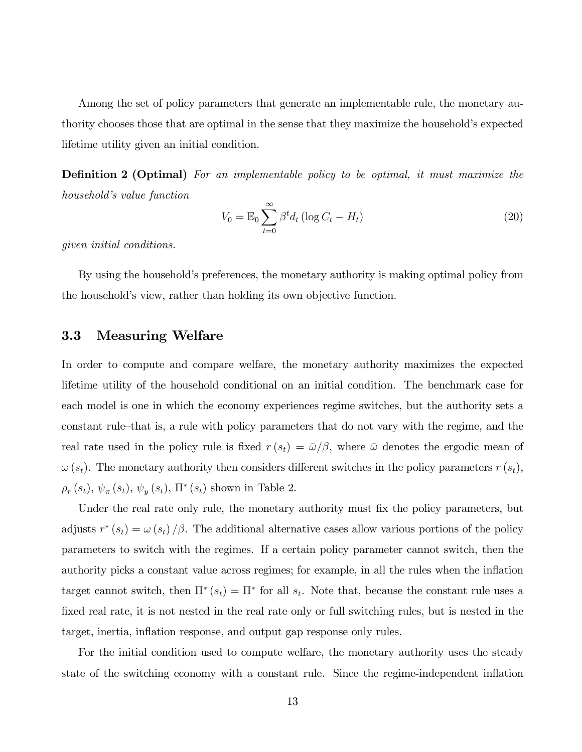Among the set of policy parameters that generate an implementable rule, the monetary authority chooses those that are optimal in the sense that they maximize the household's expected lifetime utility given an initial condition.

**Definition 2 (Optimal)** *For an implementable policy to be optimal, it must maximize the household's value function*

$$V_0 = \mathbb{E}_0 \sum_{t=0}^{\infty} \beta^t d_t \left(\log C_t - H_t\right) \tag{20}$$

*given initial conditions.*

By using the household's preferences, the monetary authority is making optimal policy from the household's view, rather than holding its own objective function.

## 3.3 Measuring Welfare

In order to compute and compare welfare, the monetary authority maximizes the expected lifetime utility of the household conditional on an initial condition. The benchmark case for each model is one in which the economy experiences regime switches, but the authority sets a constant rule–that is, a rule with policy parameters that do not vary with the regime, and the real rate used in the policy rule is fixed $r(s_t) = \bar{\omega}/\beta$, where $\bar{\omega}$ denotes the ergodic mean of $\omega(s_t)$. The monetary authority then considers different switches in the policy parameters $r(s_t)$, $\rho_r(s_t)$, $\psi_\pi(s_t)$, $\psi_y(s_t)$, $\Pi^*(s_t)$ shown in Table 2.

Under the real rate only rule, the monetary authority must fix the policy parameters, but adjusts $r^*(s_t) = \omega(s_t)/\beta$. The additional alternative cases allow various portions of the policy parameters to switch with the regimes. If a certain policy parameter cannot switch, then the authority picks a constant value across regimes; for example, in all the rules when the inflation target cannot switch, then $\Pi^*(s_t) = \Pi^*$ for all $s_t$. Note that, because the constant rule uses a fixed real rate, it is not nested in the real rate only or full switching rules, but is nested in the target, inertia, inflation response, and output gap response only rules.

For the initial condition used to compute welfare, the monetary authority uses the steady state of the switching economy with a constant rule. Since the regime-independent inflation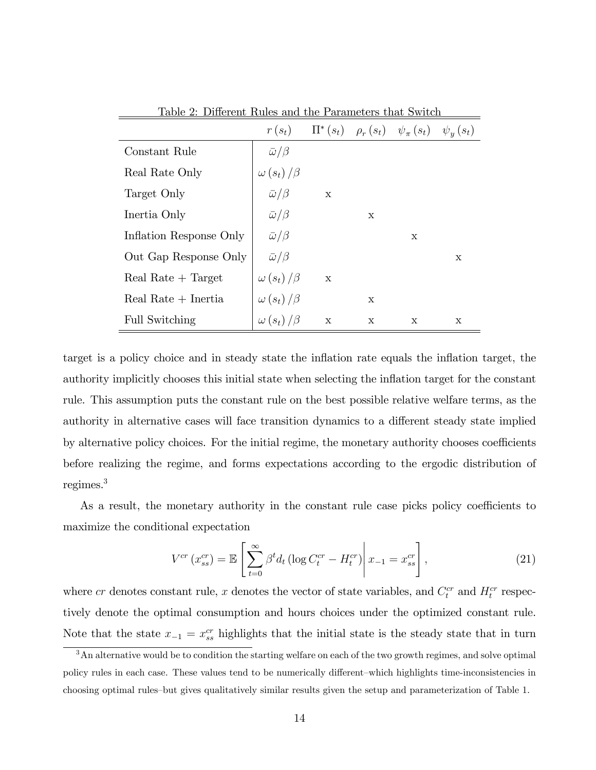Table 2: Different Rules and the Parameters that Switch

| | $r(s_t)$ | $\Pi^*(s_t)$ | $\rho_r(s_t)$ | $\psi_\pi(s_t)$ | $\psi_y(s_t)$ |
|---|---|---|---|---|---|
| Constant Rule | $\bar{\omega}/\beta$ | | | | |
| Real Rate Only | $\omega(s_t)/\beta$ | | | | |
| Target Only | $\bar{\omega}/\beta$ | x | | | |
| Inertia Only | $\bar{\omega}/\beta$ | | x | | |
| Inflation Response Only | $\bar{\omega}/\beta$ | | | x | |
| Out Gap Response Only | $\bar{\omega}/\beta$ | | | | x |
| Real Rate + Target | $\omega(s_t)/\beta$ | x | | | |
| Real Rate + Inertia | $\omega(s_t)/\beta$ | | x | | |
| Full Switching | $\omega(s_t)/\beta$ | x | x | x | x |

target is a policy choice and in steady state the inflation rate equals the inflation target, the authority implicitly chooses this initial state when selecting the inflation target for the constant rule. This assumption puts the constant rule on the best possible relative welfare terms, as the authority in alternative cases will face transition dynamics to a different steady state implied by alternative policy choices. For the initial regime, the monetary authority chooses coefficients before realizing the regime, and forms expectations according to the ergodic distribution of regimes.[3]

As a result, the monetary authority in the constant rule case picks policy coefficients to maximize the conditional expectation

$$V^{cr}\left(x_{ss}^{cr}\right) = \mathbb{E}\left[\sum_{t=0}^{\infty} \beta^t d_t \left(\log C_t^{cr} - H_t^{cr}\right) \middle| x_{-1} = x_{ss}^{cr}\right], \tag{21}$$

where $cr$ denotes constant rule, $x$ denotes the vector of state variables, and $C_t^{cr}$ and $H_t^{cr}$ respectively denote the optimal consumption and hours choices under the optimized constant rule. Note that the state $x_{-1} = x_{ss}^{cr}$ highlights that the initial state is the steady state that in turn

[3] An alternative would be to condition the starting welfare on each of the two growth regimes, and solve optimal policy rules in each case. These values tend to be numerically different–which highlights time-inconsistencies in choosing optimal rules–but gives qualitatively similar results given the setup and parameterization of Table 1.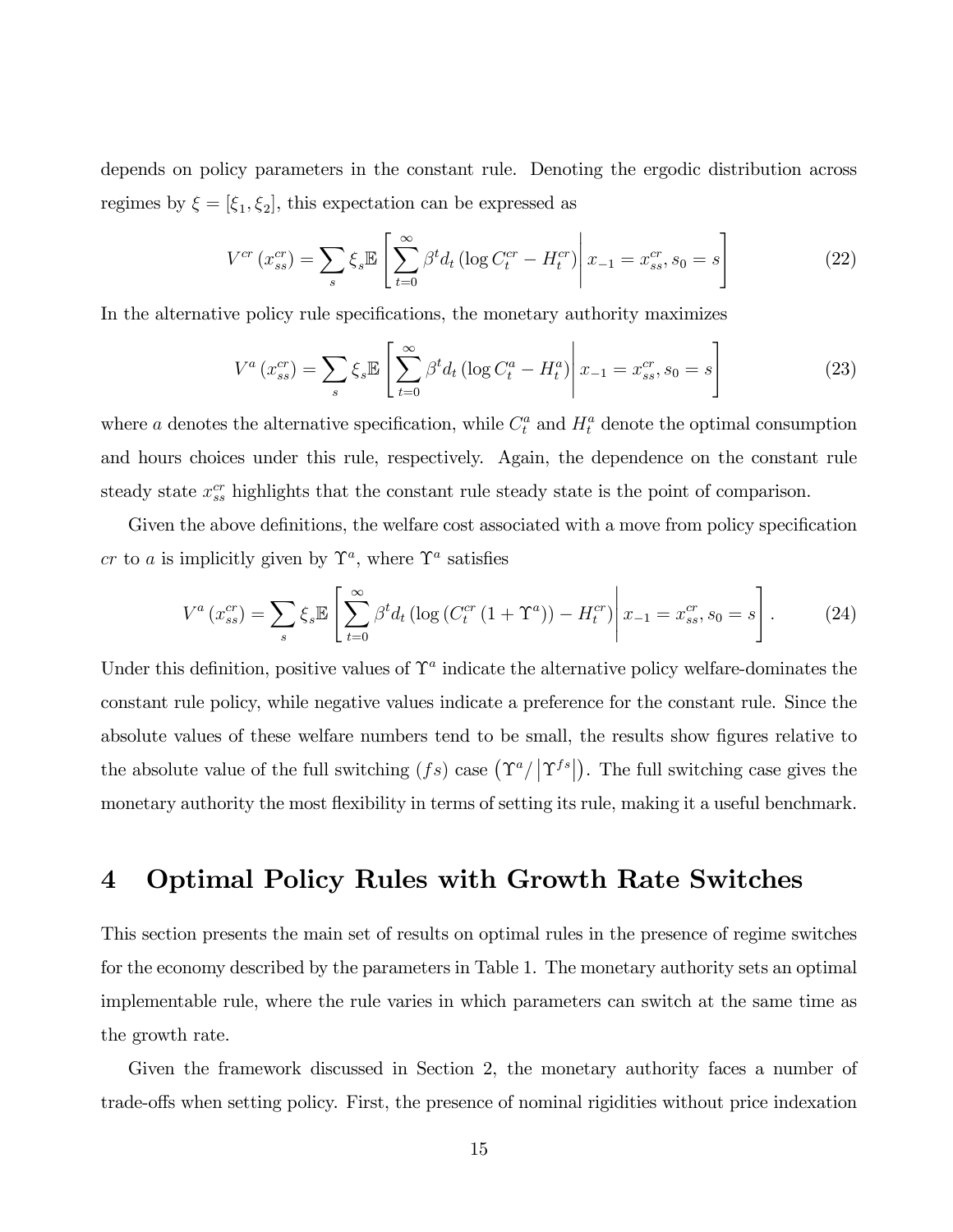depends on policy parameters in the constant rule. Denoting the ergodic distribution across regimes by $\xi = [\xi_1, \xi_2]$, this expectation can be expressed as

$$V^{cr}\left(x_{ss}^{cr}\right) = \sum_{s} \xi_s \mathbb{E}\left[\left.\sum_{t=0}^{\infty} \beta^t d_t \left(\log C_t^{cr} - H_t^{cr}\right)\right| x_{-1} = x_{ss}^{cr}, s_0 = s\right] \tag{22}$$

In the alternative policy rule specifications, the monetary authority maximizes

$$V^{a}\left(x_{ss}^{cr}\right) = \sum_{s} \xi_s \mathbb{E}\left[\left.\sum_{t=0}^{\infty} \beta^t d_t \left(\log C_t^{a} - H_t^{a}\right)\right| x_{-1} = x_{ss}^{cr}, s_0 = s\right] \tag{23}$$

where $a$ denotes the alternative specification, while $C_t^a$ and $H_t^a$ denote the optimal consumption and hours choices under this rule, respectively. Again, the dependence on the constant rule steady state $x_{ss}^{cr}$ highlights that the constant rule steady state is the point of comparison.

Given the above definitions, the welfare cost associated with a move from policy specification $cr$ to $a$ is implicitly given by $\Upsilon^a$, where $\Upsilon^a$ satisfies

$$V^{a}\left(x_{ss}^{cr}\right) = \sum_{s} \xi_s \mathbb{E}\left[\left.\sum_{t=0}^{\infty} \beta^t d_t \left(\log \left(C_t^{cr}\left(1+\Upsilon^a\right)\right) - H_t^{cr}\right)\right| x_{-1} = x_{ss}^{cr}, s_0 = s\right]. \tag{24}$$

Under this definition, positive values of $\Upsilon^a$ indicate the alternative policy welfare-dominates the constant rule policy, while negative values indicate a preference for the constant rule. Since the absolute values of these welfare numbers tend to be small, the results show figures relative to the absolute value of the full switching $(fs)$ case $\left(\Upsilon^a / \left|\Upsilon^{fs}\right|\right)$. The full switching case gives the monetary authority the most flexibility in terms of setting its rule, making it a useful benchmark.

# 4 Optimal Policy Rules with Growth Rate Switches

This section presents the main set of results on optimal rules in the presence of regime switches for the economy described by the parameters in Table 1. The monetary authority sets an optimal implementable rule, where the rule varies in which parameters can switch at the same time as the growth rate.

Given the framework discussed in Section 2, the monetary authority faces a number of trade-offs when setting policy. First, the presence of nominal rigidities without price indexation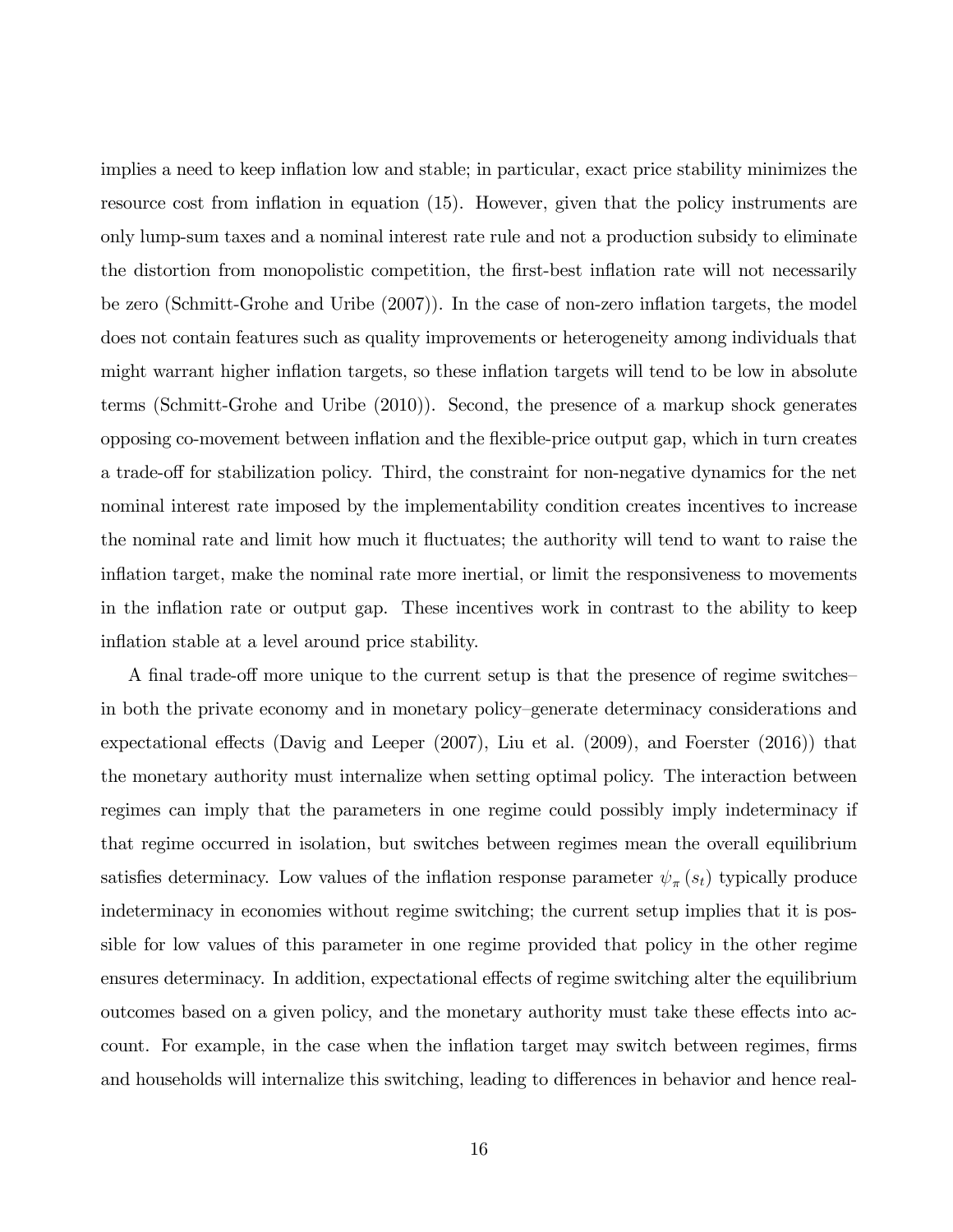implies a need to keep inflation low and stable; in particular, exact price stability minimizes the resource cost from inflation in equation (15). However, given that the policy instruments are only lump-sum taxes and a nominal interest rate rule and not a production subsidy to eliminate the distortion from monopolistic competition, the first-best inflation rate will not necessarily be zero (Schmitt-Grohe and Uribe (2007)). In the case of non-zero inflation targets, the model does not contain features such as quality improvements or heterogeneity among individuals that might warrant higher inflation targets, so these inflation targets will tend to be low in absolute terms (Schmitt-Grohe and Uribe (2010)). Second, the presence of a markup shock generates opposing co-movement between inflation and the flexible-price output gap, which in turn creates a trade-off for stabilization policy. Third, the constraint for non-negative dynamics for the net nominal interest rate imposed by the implementability condition creates incentives to increase the nominal rate and limit how much it fluctuates; the authority will tend to want to raise the inflation target, make the nominal rate more inertial, or limit the responsiveness to movements in the inflation rate or output gap. These incentives work in contrast to the ability to keep inflation stable at a level around price stability.

A final trade-off more unique to the current setup is that the presence of regime switches–in both the private economy and in monetary policy–generate determinacy considerations and expectational effects (Davig and Leeper (2007), Liu et al. (2009), and Foerster (2016)) that the monetary authority must internalize when setting optimal policy. The interaction between regimes can imply that the parameters in one regime could possibly imply indeterminacy if that regime occurred in isolation, but switches between regimes mean the overall equilibrium satisfies determinacy. Low values of the inflation response parameter $\psi_{\pi}(s_t)$ typically produce indeterminacy in economies without regime switching; the current setup implies that it is possible for low values of this parameter in one regime provided that policy in the other regime ensures determinacy. In addition, expectational effects of regime switching alter the equilibrium outcomes based on a given policy, and the monetary authority must take these effects into account. For example, in the case when the inflation target may switch between regimes, firms and households will internalize this switching, leading to differences in behavior and hence real-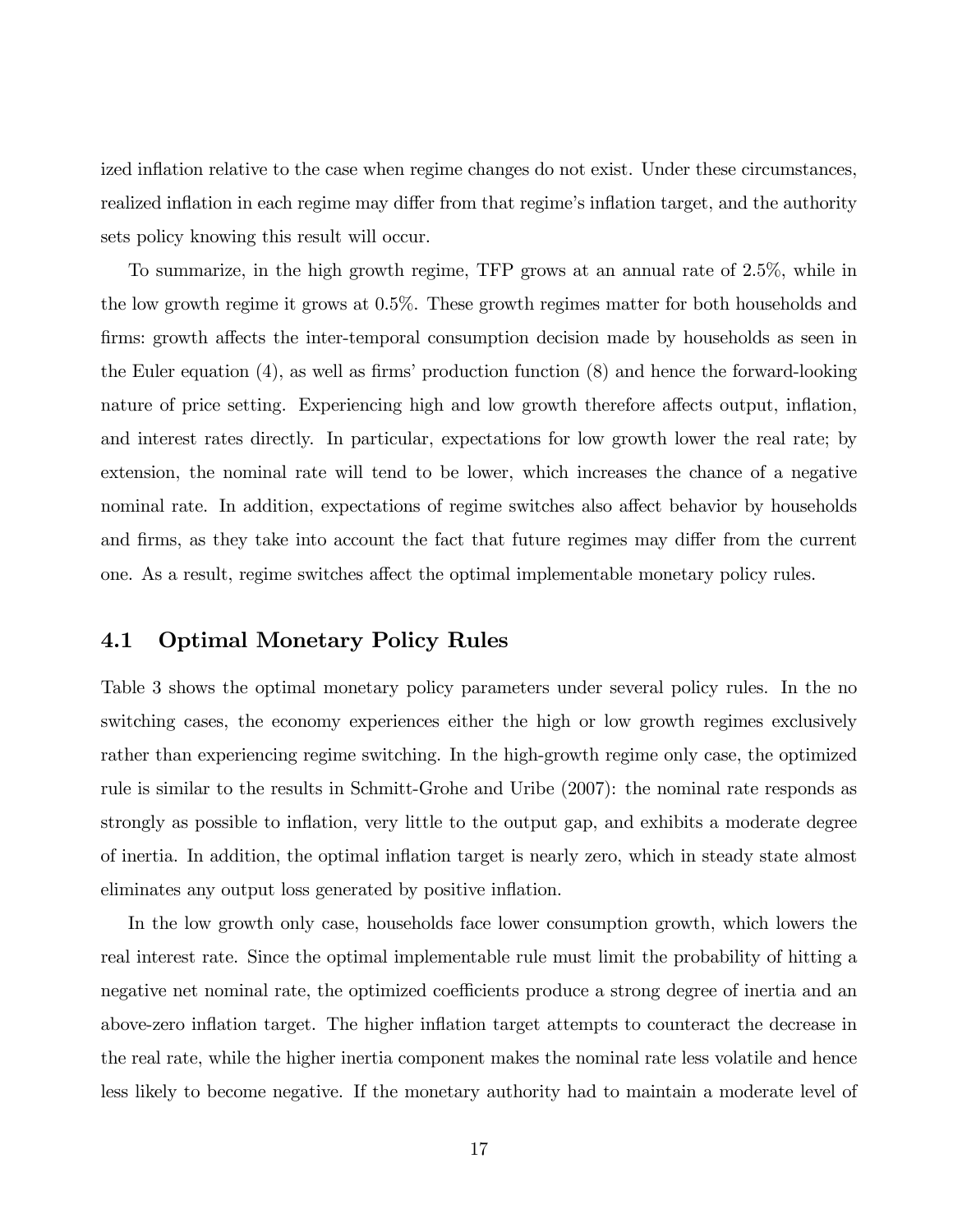ized inflation relative to the case when regime changes do not exist. Under these circumstances, realized inflation in each regime may differ from that regime's inflation target, and the authority sets policy knowing this result will occur.

To summarize, in the high growth regime, TFP grows at an annual rate of 2.5%, while in the low growth regime it grows at 0.5%. These growth regimes matter for both households and firms: growth affects the inter-temporal consumption decision made by households as seen in the Euler equation (4), as well as firms' production function (8) and hence the forward-looking nature of price setting. Experiencing high and low growth therefore affects output, inflation, and interest rates directly. In particular, expectations for low growth lower the real rate; by extension, the nominal rate will tend to be lower, which increases the chance of a negative nominal rate. In addition, expectations of regime switches also affect behavior by households and firms, as they take into account the fact that future regimes may differ from the current one. As a result, regime switches affect the optimal implementable monetary policy rules.

## 4.1 Optimal Monetary Policy Rules

Table 3 shows the optimal monetary policy parameters under several policy rules. In the no switching cases, the economy experiences either the high or low growth regimes exclusively rather than experiencing regime switching. In the high-growth regime only case, the optimized rule is similar to the results in Schmitt-Grohe and Uribe (2007): the nominal rate responds as strongly as possible to inflation, very little to the output gap, and exhibits a moderate degree of inertia. In addition, the optimal inflation target is nearly zero, which in steady state almost eliminates any output loss generated by positive inflation.

In the low growth only case, households face lower consumption growth, which lowers the real interest rate. Since the optimal implementable rule must limit the probability of hitting a negative net nominal rate, the optimized coefficients produce a strong degree of inertia and an above-zero inflation target. The higher inflation target attempts to counteract the decrease in the real rate, while the higher inertia component makes the nominal rate less volatile and hence less likely to become negative. If the monetary authority had to maintain a moderate level of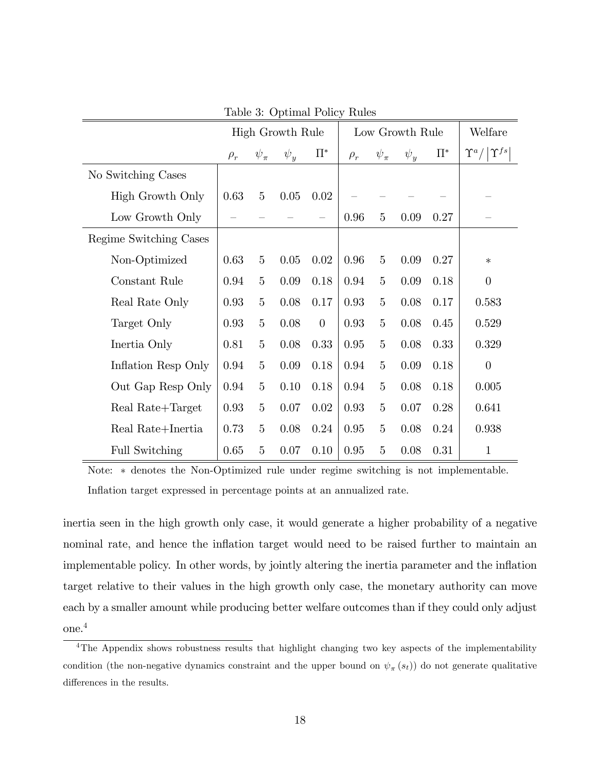Table 3: Optimal Policy Rules

| | High Growth Rule | | | | Low Growth Rule | | | | Welfare |
|---|---|---|---|---|---|---|---|---|---|
| | $\rho_r$ | $\psi_\pi$ | $\psi_y$ | $\Pi^*$ | $\rho_r$ | $\psi_\pi$ | $\psi_y$ | $\Pi^*$ | $\Upsilon^a / \lvert\Upsilon^{fs}\rvert$ |
| No Switching Cases | | | | | | | | | |
| High Growth Only | 0.63 | 5 | 0.05 | 0.02 | – | – | – | – | – |
| Low Growth Only | – | – | – | – | 0.96 | 5 | 0.09 | 0.27 | – |
| Regime Switching Cases | | | | | | | | | |
| Non-Optimized | 0.63 | 5 | 0.05 | 0.02 | 0.96 | 5 | 0.09 | 0.27 | $*$ |
| Constant Rule | 0.94 | 5 | 0.09 | 0.18 | 0.94 | 5 | 0.09 | 0.18 | 0 |
| Real Rate Only | 0.93 | 5 | 0.08 | 0.17 | 0.93 | 5 | 0.08 | 0.17 | 0.583 |
| Target Only | 0.93 | 5 | 0.08 | 0 | 0.93 | 5 | 0.08 | 0.45 | 0.529 |
| Inertia Only | 0.81 | 5 | 0.08 | 0.33 | 0.95 | 5 | 0.08 | 0.33 | 0.329 |
| Inflation Resp Only | 0.94 | 5 | 0.09 | 0.18 | 0.94 | 5 | 0.09 | 0.18 | 0 |
| Out Gap Resp Only | 0.94 | 5 | 0.10 | 0.18 | 0.94 | 5 | 0.08 | 0.18 | 0.005 |
| Real Rate+Target | 0.93 | 5 | 0.07 | 0.02 | 0.93 | 5 | 0.07 | 0.28 | 0.641 |
| Real Rate+Inertia | 0.73 | 5 | 0.08 | 0.24 | 0.95 | 5 | 0.08 | 0.24 | 0.938 |
| Full Switching | 0.65 | 5 | 0.07 | 0.10 | 0.95 | 5 | 0.08 | 0.31 | 1 |

Note: $*$ denotes the Non-Optimized rule under regime switching is not implementable. Inflation target expressed in percentage points at an annualized rate.

inertia seen in the high growth only case, it would generate a higher probability of a negative nominal rate, and hence the inflation target would need to be raised further to maintain an implementable policy. In other words, by jointly altering the inertia parameter and the inflation target relative to their values in the high growth only case, the monetary authority can move each by a smaller amount while producing better welfare outcomes than if they could only adjust one.[4]

[4] The Appendix shows robustness results that highlight changing two key aspects of the implementability condition (the non-negative dynamics constraint and the upper bound on $\psi_\pi(s_t)$) do not generate qualitative differences in the results.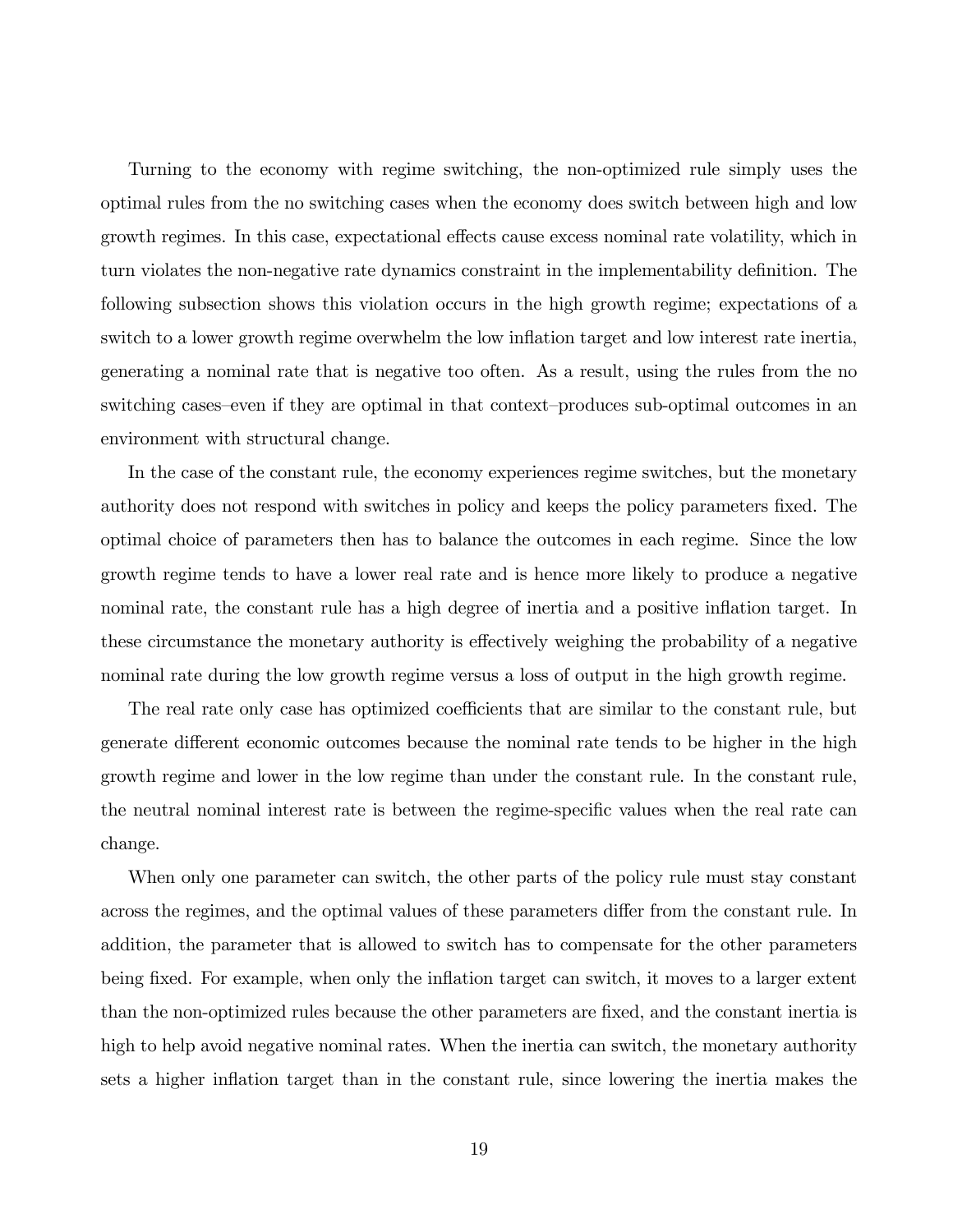Turning to the economy with regime switching, the non-optimized rule simply uses the optimal rules from the no switching cases when the economy does switch between high and low growth regimes. In this case, expectational effects cause excess nominal rate volatility, which in turn violates the non-negative rate dynamics constraint in the implementability definition. The following subsection shows this violation occurs in the high growth regime; expectations of a switch to a lower growth regime overwhelm the low inflation target and low interest rate inertia, generating a nominal rate that is negative too often. As a result, using the rules from the no switching cases–even if they are optimal in that context–produces sub-optimal outcomes in an environment with structural change.

In the case of the constant rule, the economy experiences regime switches, but the monetary authority does not respond with switches in policy and keeps the policy parameters fixed. The optimal choice of parameters then has to balance the outcomes in each regime. Since the low growth regime tends to have a lower real rate and is hence more likely to produce a negative nominal rate, the constant rule has a high degree of inertia and a positive inflation target. In these circumstance the monetary authority is effectively weighing the probability of a negative nominal rate during the low growth regime versus a loss of output in the high growth regime.

The real rate only case has optimized coefficients that are similar to the constant rule, but generate different economic outcomes because the nominal rate tends to be higher in the high growth regime and lower in the low regime than under the constant rule. In the constant rule, the neutral nominal interest rate is between the regime-specific values when the real rate can change.

When only one parameter can switch, the other parts of the policy rule must stay constant across the regimes, and the optimal values of these parameters differ from the constant rule. In addition, the parameter that is allowed to switch has to compensate for the other parameters being fixed. For example, when only the inflation target can switch, it moves to a larger extent than the non-optimized rules because the other parameters are fixed, and the constant inertia is high to help avoid negative nominal rates. When the inertia can switch, the monetary authority sets a higher inflation target than in the constant rule, since lowering the inertia makes the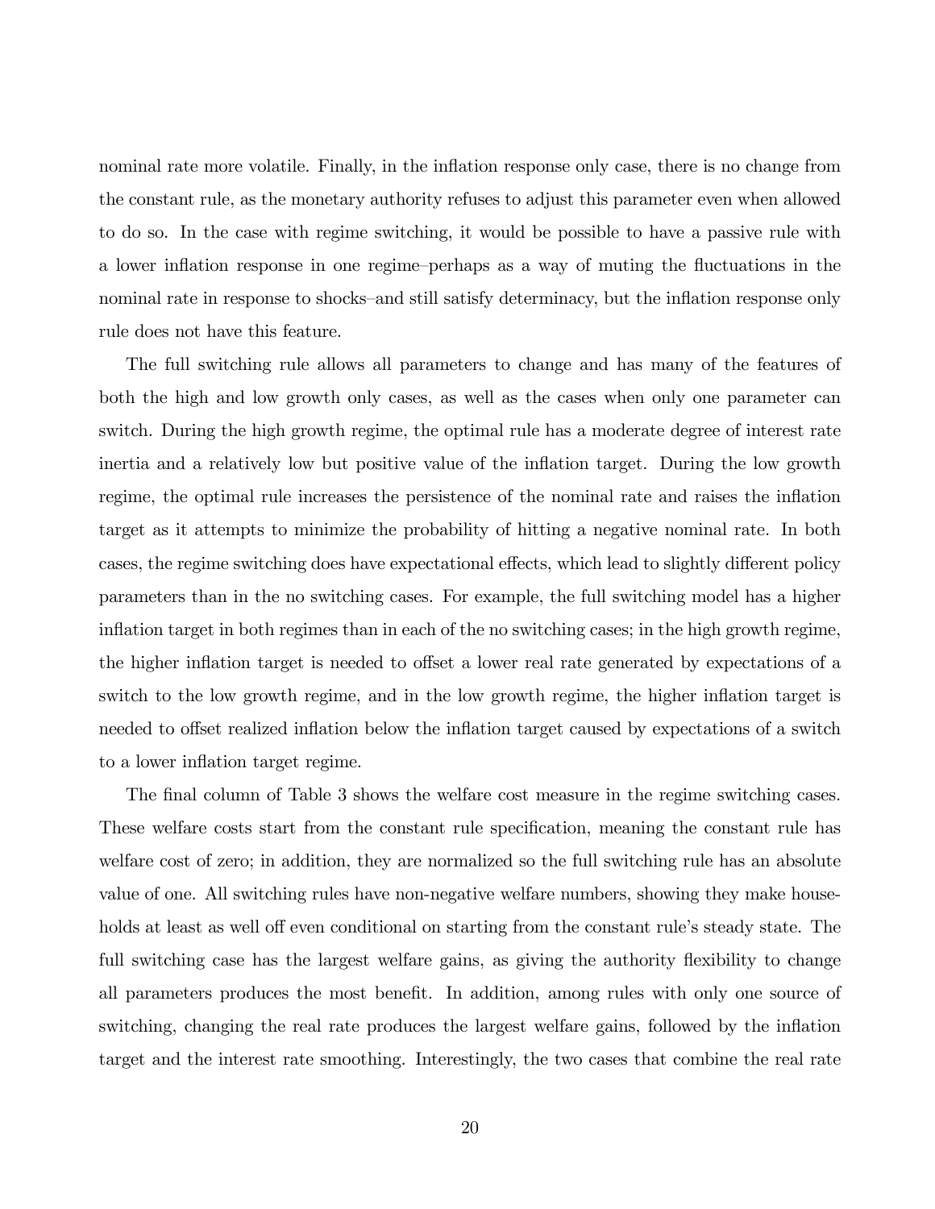nominal rate more volatile. Finally, in the inflation response only case, there is no change from the constant rule, as the monetary authority refuses to adjust this parameter even when allowed to do so. In the case with regime switching, it would be possible to have a passive rule with a lower inflation response in one regime–perhaps as a way of muting the fluctuations in the nominal rate in response to shocks–and still satisfy determinacy, but the inflation response only rule does not have this feature.

The full switching rule allows all parameters to change and has many of the features of both the high and low growth only cases, as well as the cases when only one parameter can switch. During the high growth regime, the optimal rule has a moderate degree of interest rate inertia and a relatively low but positive value of the inflation target. During the low growth regime, the optimal rule increases the persistence of the nominal rate and raises the inflation target as it attempts to minimize the probability of hitting a negative nominal rate. In both cases, the regime switching does have expectational effects, which lead to slightly different policy parameters than in the no switching cases. For example, the full switching model has a higher inflation target in both regimes than in each of the no switching cases; in the high growth regime, the higher inflation target is needed to offset a lower real rate generated by expectations of a switch to the low growth regime, and in the low growth regime, the higher inflation target is needed to offset realized inflation below the inflation target caused by expectations of a switch to a lower inflation target regime.

The final column of Table 3 shows the welfare cost measure in the regime switching cases. These welfare costs start from the constant rule specification, meaning the constant rule has welfare cost of zero; in addition, they are normalized so the full switching rule has an absolute value of one. All switching rules have non-negative welfare numbers, showing they make households at least as well off even conditional on starting from the constant rule's steady state. The full switching case has the largest welfare gains, as giving the authority flexibility to change all parameters produces the most benefit. In addition, among rules with only one source of switching, changing the real rate produces the largest welfare gains, followed by the inflation target and the interest rate smoothing. Interestingly, the two cases that combine the real rate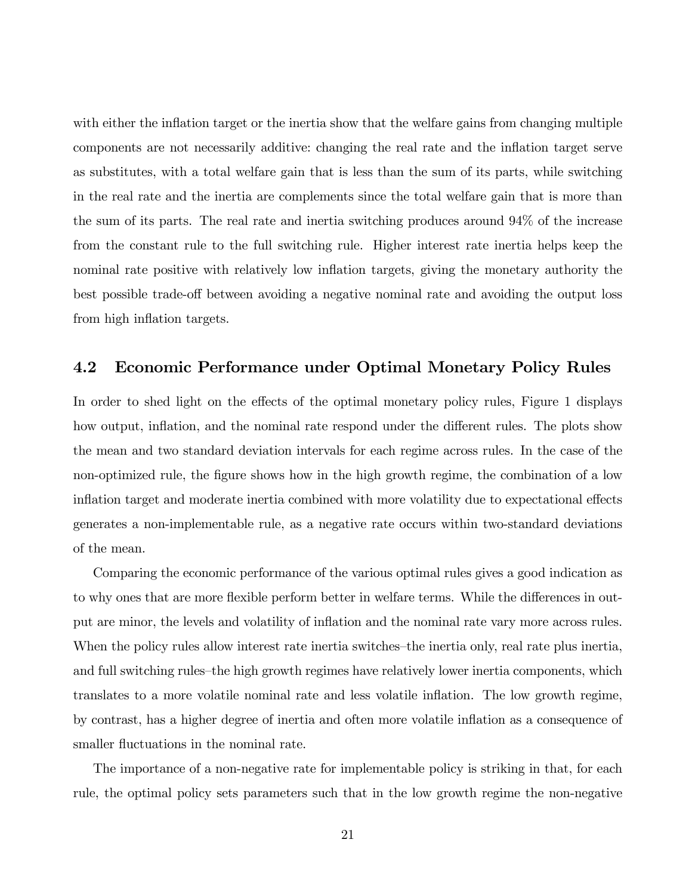with either the inflation target or the inertia show that the welfare gains from changing multiple components are not necessarily additive: changing the real rate and the inflation target serve as substitutes, with a total welfare gain that is less than the sum of its parts, while switching in the real rate and the inertia are complements since the total welfare gain that is more than the sum of its parts. The real rate and inertia switching produces around 94% of the increase from the constant rule to the full switching rule. Higher interest rate inertia helps keep the nominal rate positive with relatively low inflation targets, giving the monetary authority the best possible trade-off between avoiding a negative nominal rate and avoiding the output loss from high inflation targets.

## 4.2 Economic Performance under Optimal Monetary Policy Rules

In order to shed light on the effects of the optimal monetary policy rules, Figure 1 displays how output, inflation, and the nominal rate respond under the different rules. The plots show the mean and two standard deviation intervals for each regime across rules. In the case of the non-optimized rule, the figure shows how in the high growth regime, the combination of a low inflation target and moderate inertia combined with more volatility due to expectational effects generates a non-implementable rule, as a negative rate occurs within two-standard deviations of the mean.

Comparing the economic performance of the various optimal rules gives a good indication as to why ones that are more flexible perform better in welfare terms. While the differences in output are minor, the levels and volatility of inflation and the nominal rate vary more across rules. When the policy rules allow interest rate inertia switches–the inertia only, real rate plus inertia, and full switching rules–the high growth regimes have relatively lower inertia components, which translates to a more volatile nominal rate and less volatile inflation. The low growth regime, by contrast, has a higher degree of inertia and often more volatile inflation as a consequence of smaller fluctuations in the nominal rate.

The importance of a non-negative rate for implementable policy is striking in that, for each rule, the optimal policy sets parameters such that in the low growth regime the non-negative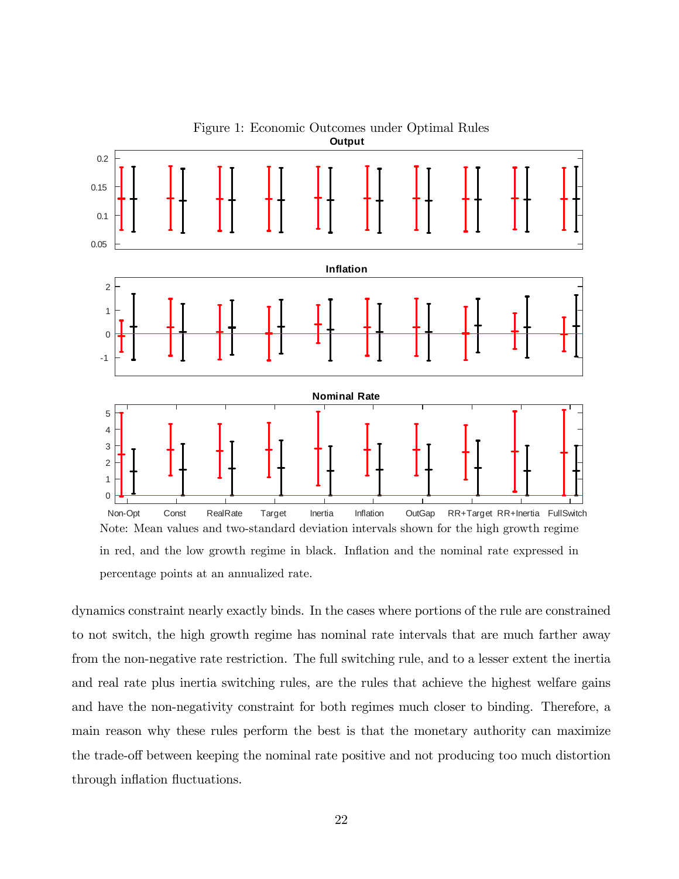Figure 1: Economic Outcomes under Optimal Rules

Note: Mean values and two-standard deviation intervals shown for the high growth regime in red, and the low growth regime in black. Inflation and the nominal rate expressed in percentage points at an annualized rate.

dynamics constraint nearly exactly binds. In the cases where portions of the rule are constrained to not switch, the high growth regime has nominal rate intervals that are much farther away from the non-negative rate restriction. The full switching rule, and to a lesser extent the inertia and real rate plus inertia switching rules, are the rules that achieve the highest welfare gains and have the non-negativity constraint for both regimes much closer to binding. Therefore, a main reason why these rules perform the best is that the monetary authority can maximize the trade-off between keeping the nominal rate positive and not producing too much distortion through inflation fluctuations.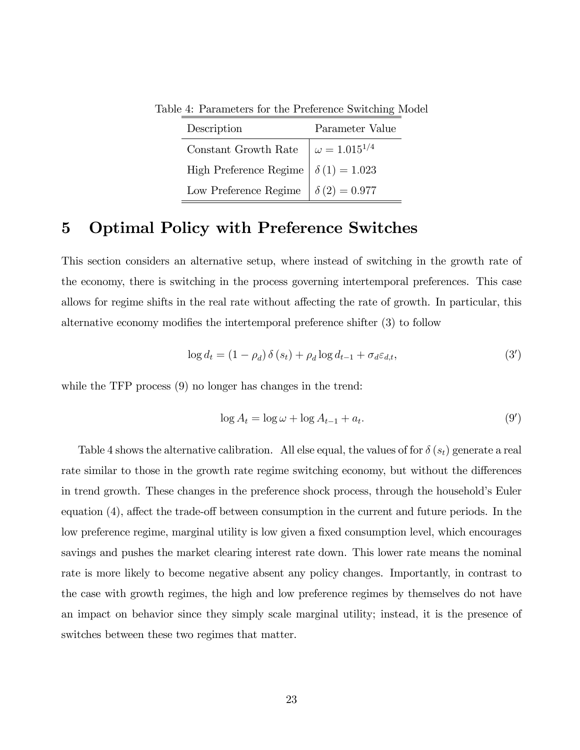Table 4: Parameters for the Preference Switching Model

| Description | Parameter Value |
|---|---|
| Constant Growth Rate | $\omega = 1.015^{1/4}$ |
| High Preference Regime | $\delta(1) = 1.023$ |
| Low Preference Regime | $\delta(2) = 0.977$ |

# 5 Optimal Policy with Preference Switches

This section considers an alternative setup, where instead of switching in the growth rate of the economy, there is switching in the process governing intertemporal preferences. This case allows for regime shifts in the real rate without affecting the rate of growth. In particular, this alternative economy modifies the intertemporal preference shifter (3) to follow

$$\log d_t = (1 - \rho_d)\,\delta(s_t) + \rho_d \log d_{t-1} + \sigma_d \varepsilon_{d,t}, \tag{3'}$$

while the TFP process (9) no longer has changes in the trend:

$$\log A_t = \log \omega + \log A_{t-1} + a_t. \tag{9'}$$

Table 4 shows the alternative calibration. All else equal, the values of for $\delta(s_t)$ generate a real rate similar to those in the growth rate regime switching economy, but without the differences in trend growth. These changes in the preference shock process, through the household's Euler equation (4), affect the trade-off between consumption in the current and future periods. In the low preference regime, marginal utility is low given a fixed consumption level, which encourages savings and pushes the market clearing interest rate down. This lower rate means the nominal rate is more likely to become negative absent any policy changes. Importantly, in contrast to the case with growth regimes, the high and low preference regimes by themselves do not have an impact on behavior since they simply scale marginal utility; instead, it is the presence of switches between these two regimes that matter.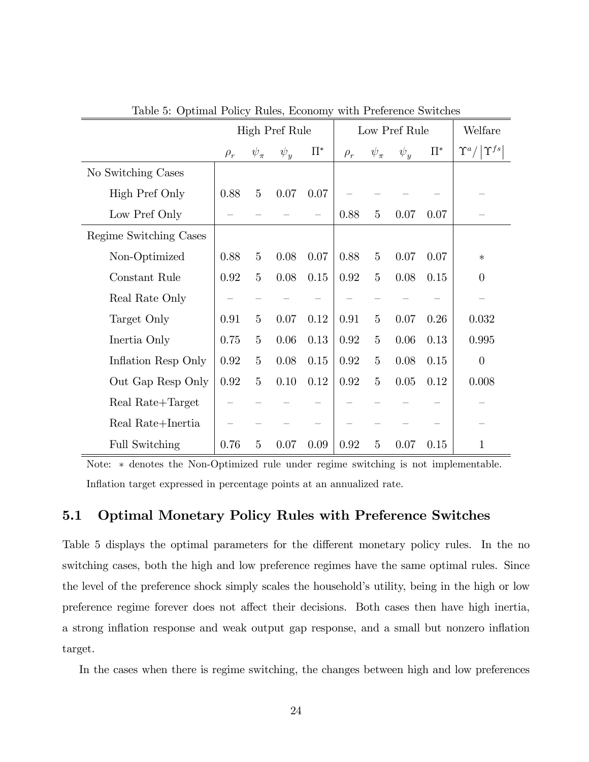Table 5: Optimal Policy Rules, Economy with Preference Switches

| | High Pref Rule | | | | Low Pref Rule | | | | Welfare |
|---|---|---|---|---|---|---|---|---|---|
| | $\rho_r$ | $\psi_\pi$ | $\psi_y$ | $\Pi^*$ | $\rho_r$ | $\psi_\pi$ | $\psi_y$ | $\Pi^*$ | $\Upsilon^a / \lvert\Upsilon^{fs}\rvert$ |
| No Switching Cases | | | | | | | | | |
| High Pref Only | 0.88 | 5 | 0.07 | 0.07 | – | – | – | – | – |
| Low Pref Only | – | – | – | – | 0.88 | 5 | 0.07 | 0.07 | – |
| Regime Switching Cases | | | | | | | | | |
| Non-Optimized | 0.88 | 5 | 0.08 | 0.07 | 0.88 | 5 | 0.07 | 0.07 | * |
| Constant Rule | 0.92 | 5 | 0.08 | 0.15 | 0.92 | 5 | 0.08 | 0.15 | 0 |
| Real Rate Only | – | – | – | – | – | – | – | – | – |
| Target Only | 0.91 | 5 | 0.07 | 0.12 | 0.91 | 5 | 0.07 | 0.26 | 0.032 |
| Inertia Only | 0.75 | 5 | 0.06 | 0.13 | 0.92 | 5 | 0.06 | 0.13 | 0.995 |
| Inflation Resp Only | 0.92 | 5 | 0.08 | 0.15 | 0.92 | 5 | 0.08 | 0.15 | 0 |
| Out Gap Resp Only | 0.92 | 5 | 0.10 | 0.12 | 0.92 | 5 | 0.05 | 0.12 | 0.008 |
| Real Rate+Target | – | – | – | – | – | – | – | – | – |
| Real Rate+Inertia | – | – | – | – | – | – | – | – | – |
| Full Switching | 0.76 | 5 | 0.07 | 0.09 | 0.92 | 5 | 0.07 | 0.15 | 1 |

Note: * denotes the Non-Optimized rule under regime switching is not implementable. Inflation target expressed in percentage points at an annualized rate.

## 5.1 Optimal Monetary Policy Rules with Preference Switches

Table 5 displays the optimal parameters for the different monetary policy rules. In the no switching cases, both the high and low preference regimes have the same optimal rules. Since the level of the preference shock simply scales the household's utility, being in the high or low preference regime forever does not affect their decisions. Both cases then have high inertia, a strong inflation response and weak output gap response, and a small but nonzero inflation target.

In the cases when there is regime switching, the changes between high and low preferences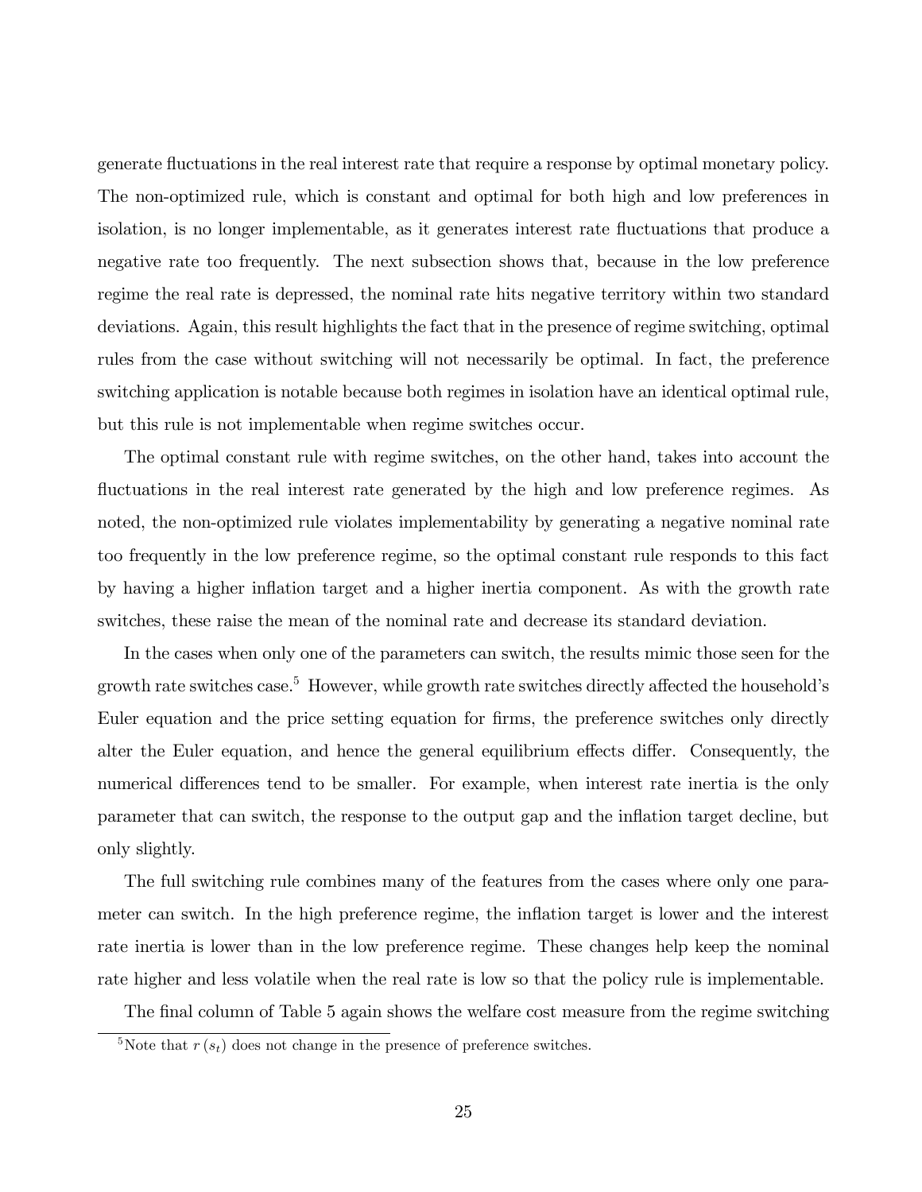generate fluctuations in the real interest rate that require a response by optimal monetary policy. The non-optimized rule, which is constant and optimal for both high and low preferences in isolation, is no longer implementable, as it generates interest rate fluctuations that produce a negative rate too frequently. The next subsection shows that, because in the low preference regime the real rate is depressed, the nominal rate hits negative territory within two standard deviations. Again, this result highlights the fact that in the presence of regime switching, optimal rules from the case without switching will not necessarily be optimal. In fact, the preference switching application is notable because both regimes in isolation have an identical optimal rule, but this rule is not implementable when regime switches occur.

The optimal constant rule with regime switches, on the other hand, takes into account the fluctuations in the real interest rate generated by the high and low preference regimes. As noted, the non-optimized rule violates implementability by generating a negative nominal rate too frequently in the low preference regime, so the optimal constant rule responds to this fact by having a higher inflation target and a higher inertia component. As with the growth rate switches, these raise the mean of the nominal rate and decrease its standard deviation.

In the cases when only one of the parameters can switch, the results mimic those seen for the growth rate switches case.[5] However, while growth rate switches directly affected the household's Euler equation and the price setting equation for firms, the preference switches only directly alter the Euler equation, and hence the general equilibrium effects differ. Consequently, the numerical differences tend to be smaller. For example, when interest rate inertia is the only parameter that can switch, the response to the output gap and the inflation target decline, but only slightly.

The full switching rule combines many of the features from the cases where only one parameter can switch. In the high preference regime, the inflation target is lower and the interest rate inertia is lower than in the low preference regime. These changes help keep the nominal rate higher and less volatile when the real rate is low so that the policy rule is implementable.

The final column of Table 5 again shows the welfare cost measure from the regime switching

[5]Note that $r(s_t)$ does not change in the presence of preference switches.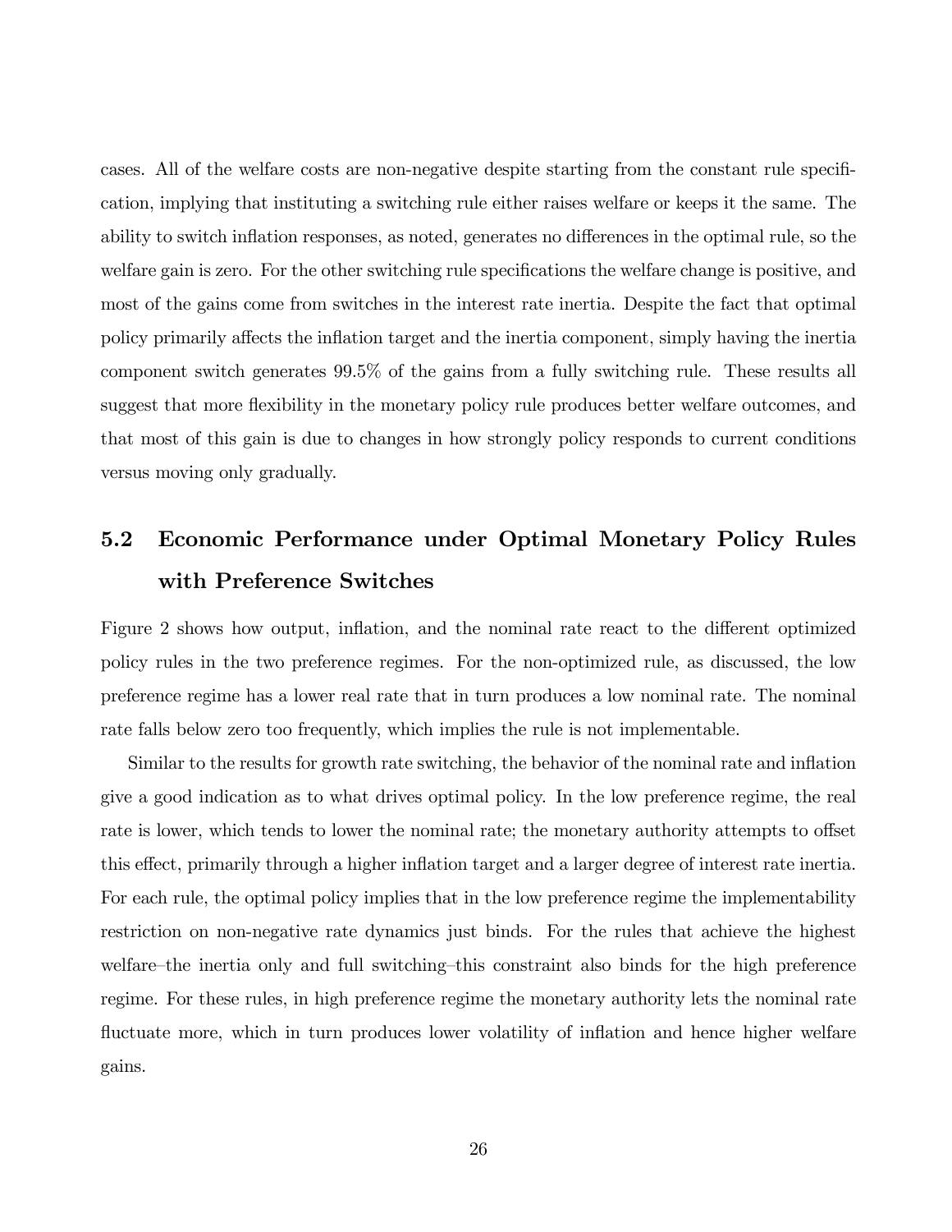cases. All of the welfare costs are non-negative despite starting from the constant rule specification, implying that instituting a switching rule either raises welfare or keeps it the same. The ability to switch inflation responses, as noted, generates no differences in the optimal rule, so the welfare gain is zero. For the other switching rule specifications the welfare change is positive, and most of the gains come from switches in the interest rate inertia. Despite the fact that optimal policy primarily affects the inflation target and the inertia component, simply having the inertia component switch generates 99.5% of the gains from a fully switching rule. These results all suggest that more flexibility in the monetary policy rule produces better welfare outcomes, and that most of this gain is due to changes in how strongly policy responds to current conditions versus moving only gradually.

## 5.2 Economic Performance under Optimal Monetary Policy Rules with Preference Switches

Figure 2 shows how output, inflation, and the nominal rate react to the different optimized policy rules in the two preference regimes. For the non-optimized rule, as discussed, the low preference regime has a lower real rate that in turn produces a low nominal rate. The nominal rate falls below zero too frequently, which implies the rule is not implementable.

Similar to the results for growth rate switching, the behavior of the nominal rate and inflation give a good indication as to what drives optimal policy. In the low preference regime, the real rate is lower, which tends to lower the nominal rate; the monetary authority attempts to offset this effect, primarily through a higher inflation target and a larger degree of interest rate inertia. For each rule, the optimal policy implies that in the low preference regime the implementability restriction on non-negative rate dynamics just binds. For the rules that achieve the highest welfare–the inertia only and full switching–this constraint also binds for the high preference regime. For these rules, in high preference regime the monetary authority lets the nominal rate fluctuate more, which in turn produces lower volatility of inflation and hence higher welfare gains.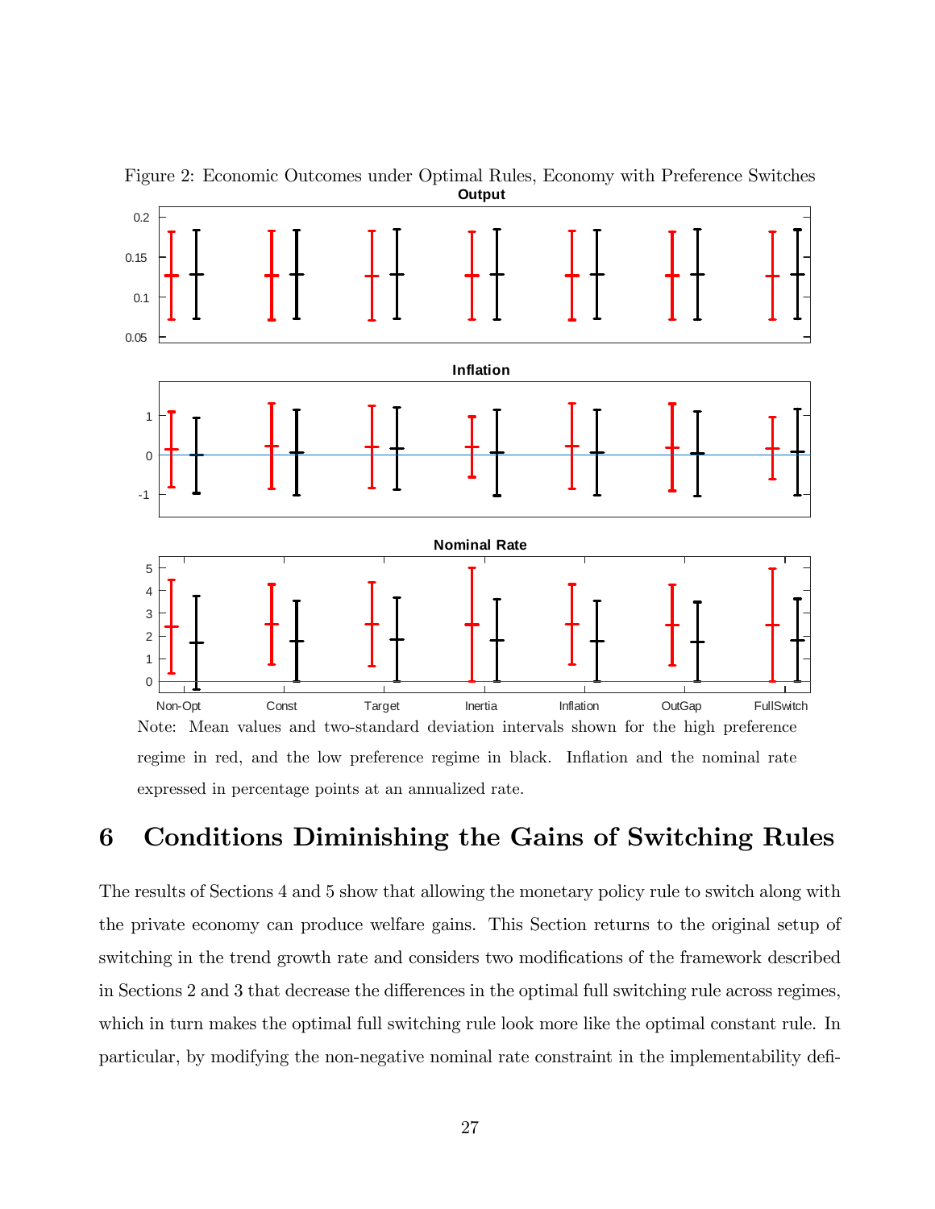Figure 2: Economic Outcomes under Optimal Rules, Economy with Preference Switches

Note: Mean values and two-standard deviation intervals shown for the high preference regime in red, and the low preference regime in black. Inflation and the nominal rate expressed in percentage points at an annualized rate.

# 6 Conditions Diminishing the Gains of Switching Rules

The results of Sections 4 and 5 show that allowing the monetary policy rule to switch along with the private economy can produce welfare gains. This Section returns to the original setup of switching in the trend growth rate and considers two modifications of the framework described in Sections 2 and 3 that decrease the differences in the optimal full switching rule across regimes, which in turn makes the optimal full switching rule look more like the optimal constant rule. In particular, by modifying the non-negative nominal rate constraint in the implementability defi-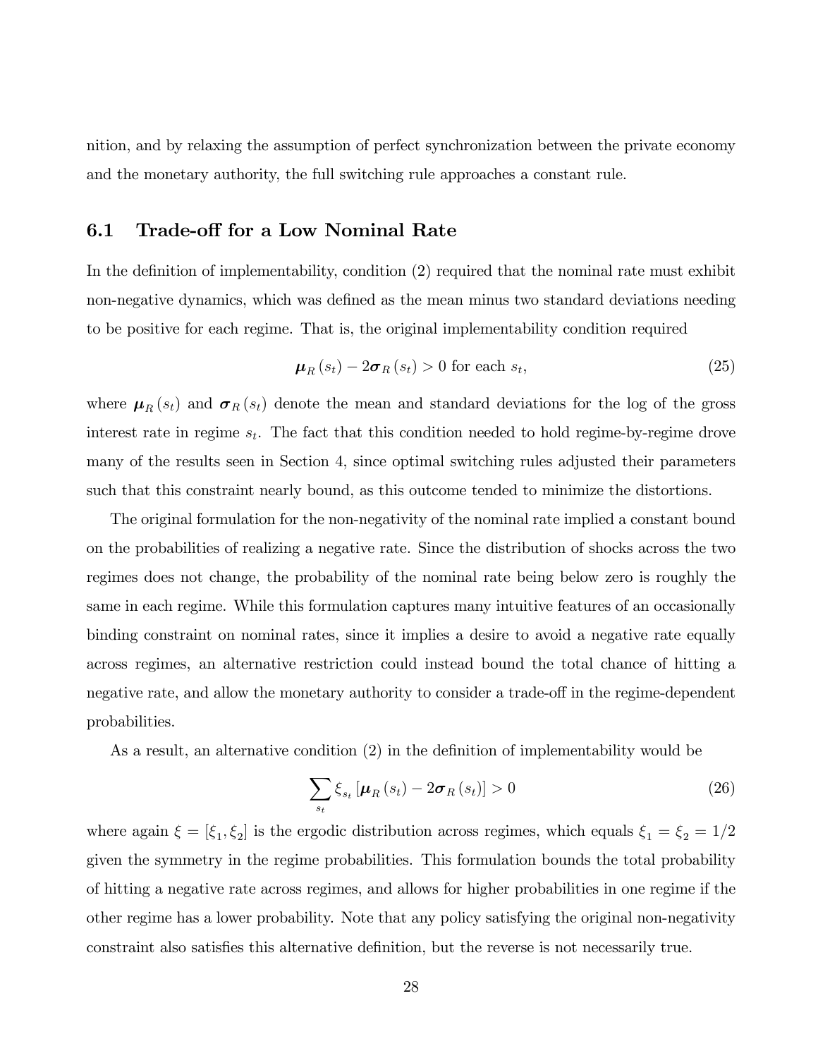nition, and by relaxing the assumption of perfect synchronization between the private economy and the monetary authority, the full switching rule approaches a constant rule.

## 6.1 Trade-off for a Low Nominal Rate

In the definition of implementability, condition (2) required that the nominal rate must exhibit non-negative dynamics, which was defined as the mean minus two standard deviations needing to be positive for each regime. That is, the original implementability condition required

$$\boldsymbol{\mu}_R(s_t) - 2\boldsymbol{\sigma}_R(s_t) > 0 \text{ for each } s_t, \tag{25}$$

where $\boldsymbol{\mu}_R(s_t)$ and $\boldsymbol{\sigma}_R(s_t)$ denote the mean and standard deviations for the log of the gross interest rate in regime $s_t$. The fact that this condition needed to hold regime-by-regime drove many of the results seen in Section 4, since optimal switching rules adjusted their parameters such that this constraint nearly bound, as this outcome tended to minimize the distortions.

The original formulation for the non-negativity of the nominal rate implied a constant bound on the probabilities of realizing a negative rate. Since the distribution of shocks across the two regimes does not change, the probability of the nominal rate being below zero is roughly the same in each regime. While this formulation captures many intuitive features of an occasionally binding constraint on nominal rates, since it implies a desire to avoid a negative rate equally across regimes, an alternative restriction could instead bound the total chance of hitting a negative rate, and allow the monetary authority to consider a trade-off in the regime-dependent probabilities.

As a result, an alternative condition (2) in the definition of implementability would be

$$\sum_{s_t} \xi_{s_t} \left[\boldsymbol{\mu}_R(s_t) - 2\boldsymbol{\sigma}_R(s_t)\right] > 0 \tag{26}$$

where again $\xi = [\xi_1, \xi_2]$ is the ergodic distribution across regimes, which equals $\xi_1 = \xi_2 = 1/2$ given the symmetry in the regime probabilities. This formulation bounds the total probability of hitting a negative rate across regimes, and allows for higher probabilities in one regime if the other regime has a lower probability. Note that any policy satisfying the original non-negativity constraint also satisfies this alternative definition, but the reverse is not necessarily true.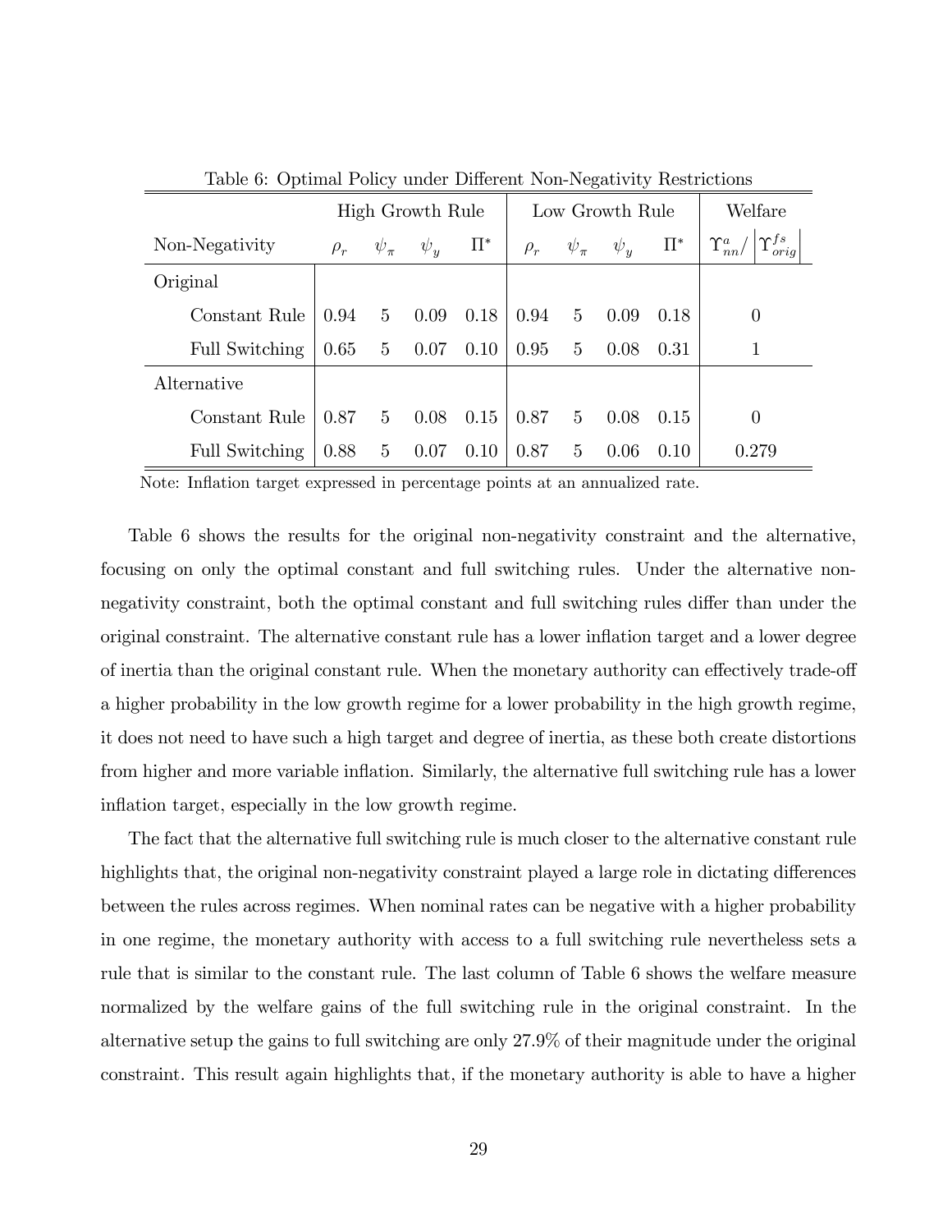Table 6: Optimal Policy under Different Non-Negativity Restrictions

| | High Growth Rule | | | | Low Growth Rule | | | | Welfare |
|---|---|---|---|---|---|---|---|---|---|
| Non-Negativity | $\rho_r$ | $\psi_\pi$ | $\psi_y$ | $\Pi^*$ | $\rho_r$ | $\psi_\pi$ | $\psi_y$ | $\Pi^*$ | $\Upsilon^a_{nn}/\left\lvert\Upsilon^{fs}_{orig}\right\rvert$ |
| Original | | | | | | | | | |
| Constant Rule | 0.94 | 5 | 0.09 | 0.18 | 0.94 | 5 | 0.09 | 0.18 | 0 |
| Full Switching | 0.65 | 5 | 0.07 | 0.10 | 0.95 | 5 | 0.08 | 0.31 | 1 |
| Alternative | | | | | | | | | |
| Constant Rule | 0.87 | 5 | 0.08 | 0.15 | 0.87 | 5 | 0.08 | 0.15 | 0 |
| Full Switching | 0.88 | 5 | 0.07 | 0.10 | 0.87 | 5 | 0.06 | 0.10 | 0.279 |

Note: Inflation target expressed in percentage points at an annualized rate.

Table 6 shows the results for the original non-negativity constraint and the alternative, focusing on only the optimal constant and full switching rules. Under the alternative non-negativity constraint, both the optimal constant and full switching rules differ than under the original constraint. The alternative constant rule has a lower inflation target and a lower degree of inertia than the original constant rule. When the monetary authority can effectively trade-off a higher probability in the low growth regime for a lower probability in the high growth regime, it does not need to have such a high target and degree of inertia, as these both create distortions from higher and more variable inflation. Similarly, the alternative full switching rule has a lower inflation target, especially in the low growth regime.

The fact that the alternative full switching rule is much closer to the alternative constant rule highlights that, the original non-negativity constraint played a large role in dictating differences between the rules across regimes. When nominal rates can be negative with a higher probability in one regime, the monetary authority with access to a full switching rule nevertheless sets a rule that is similar to the constant rule. The last column of Table 6 shows the welfare measure normalized by the welfare gains of the full switching rule in the original constraint. In the alternative setup the gains to full switching are only 27.9% of their magnitude under the original constraint. This result again highlights that, if the monetary authority is able to have a higher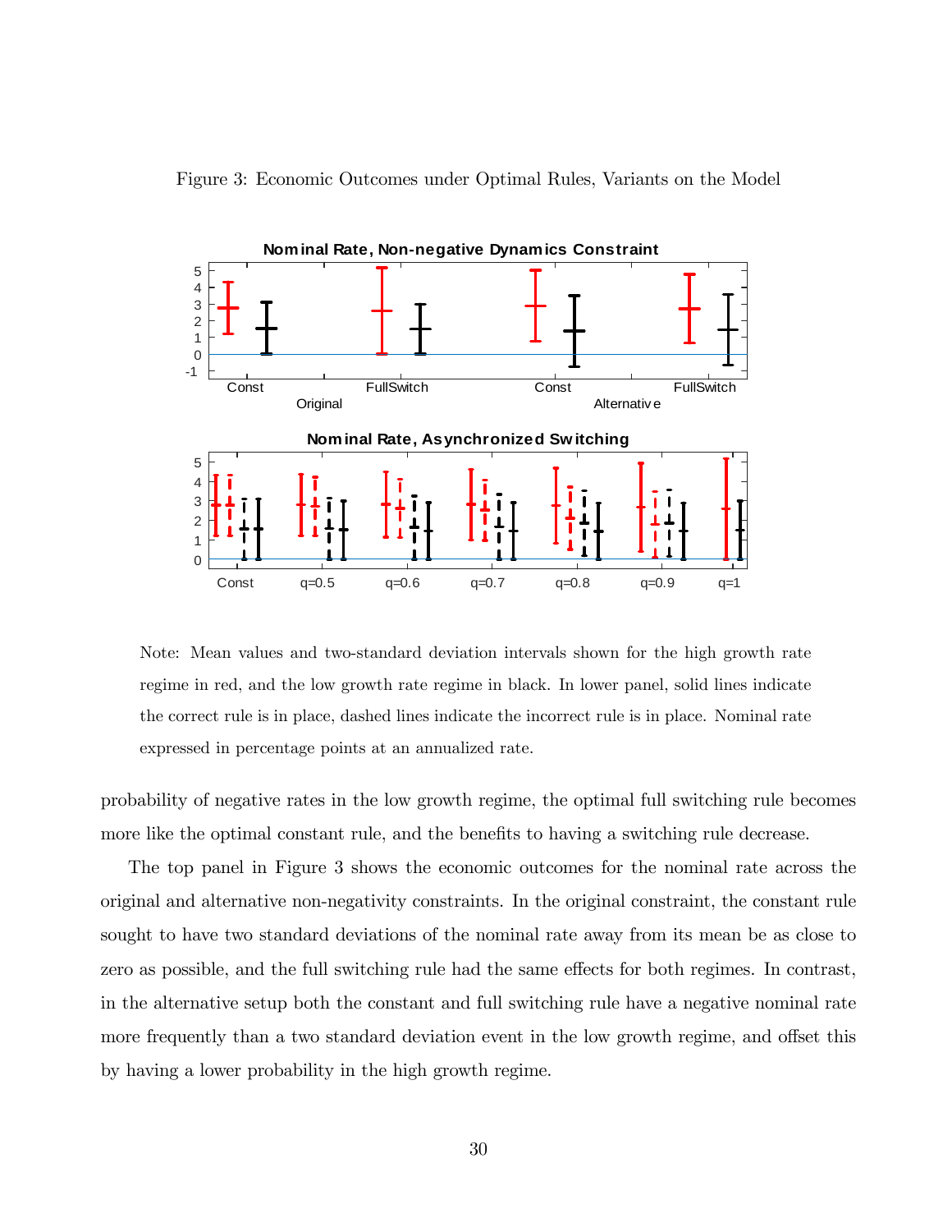Figure 3: Economic Outcomes under Optimal Rules, Variants on the Model

Note: Mean values and two-standard deviation intervals shown for the high growth rate regime in red, and the low growth rate regime in black. In lower panel, solid lines indicate the correct rule is in place, dashed lines indicate the incorrect rule is in place. Nominal rate expressed in percentage points at an annualized rate.

probability of negative rates in the low growth regime, the optimal full switching rule becomes more like the optimal constant rule, and the benefits to having a switching rule decrease.

The top panel in Figure 3 shows the economic outcomes for the nominal rate across the original and alternative non-negativity constraints. In the original constraint, the constant rule sought to have two standard deviations of the nominal rate away from its mean be as close to zero as possible, and the full switching rule had the same effects for both regimes. In contrast, in the alternative setup both the constant and full switching rule have a negative nominal rate more frequently than a two standard deviation event in the low growth regime, and offset this by having a lower probability in the high growth regime.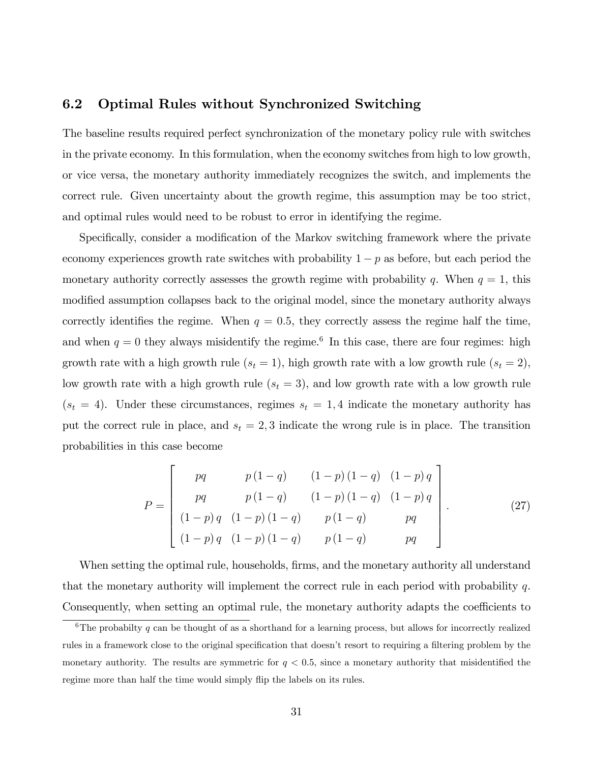## 6.2 Optimal Rules without Synchronized Switching

The baseline results required perfect synchronization of the monetary policy rule with switches in the private economy. In this formulation, when the economy switches from high to low growth, or vice versa, the monetary authority immediately recognizes the switch, and implements the correct rule. Given uncertainty about the growth regime, this assumption may be too strict, and optimal rules would need to be robust to error in identifying the regime.

Specifically, consider a modification of the Markov switching framework where the private economy experiences growth rate switches with probability $1-p$ as before, but each period the monetary authority correctly assesses the growth regime with probability $q$. When $q=1$, this modified assumption collapses back to the original model, since the monetary authority always correctly identifies the regime. When $q=0.5$, they correctly assess the regime half the time, and when $q=0$ they always misidentify the regime.[6] In this case, there are four regimes: high growth rate with a high growth rule ($s_t=1$), high growth rate with a low growth rule ($s_t=2$), low growth rate with a high growth rule ($s_t=3$), and low growth rate with a low growth rule ($s_t=4$). Under these circumstances, regimes $s_t=1,4$ indicate the monetary authority has put the correct rule in place, and $s_t=2,3$ indicate the wrong rule is in place. The transition probabilities in this case become

$$P=\begin{bmatrix} pq & p(1-q) & (1-p)(1-q) & (1-p)q \\ pq & p(1-q) & (1-p)(1-q) & (1-p)q \\ (1-p)q & (1-p)(1-q) & p(1-q) & pq \\ (1-p)q & (1-p)(1-q) & p(1-q) & pq \end{bmatrix}. \tag{27}$$

When setting the optimal rule, households, firms, and the monetary authority all understand that the monetary authority will implement the correct rule in each period with probability $q$. Consequently, when setting an optimal rule, the monetary authority adapts the coefficients to

[6] The probabilty $q$ can be thought of as a shorthand for a learning process, but allows for incorrectly realized rules in a framework close to the original specification that doesn't resort to requiring a filtering problem by the monetary authority. The results are symmetric for $q<0.5$, since a monetary authority that misidentified the regime more than half the time would simply flip the labels on its rules.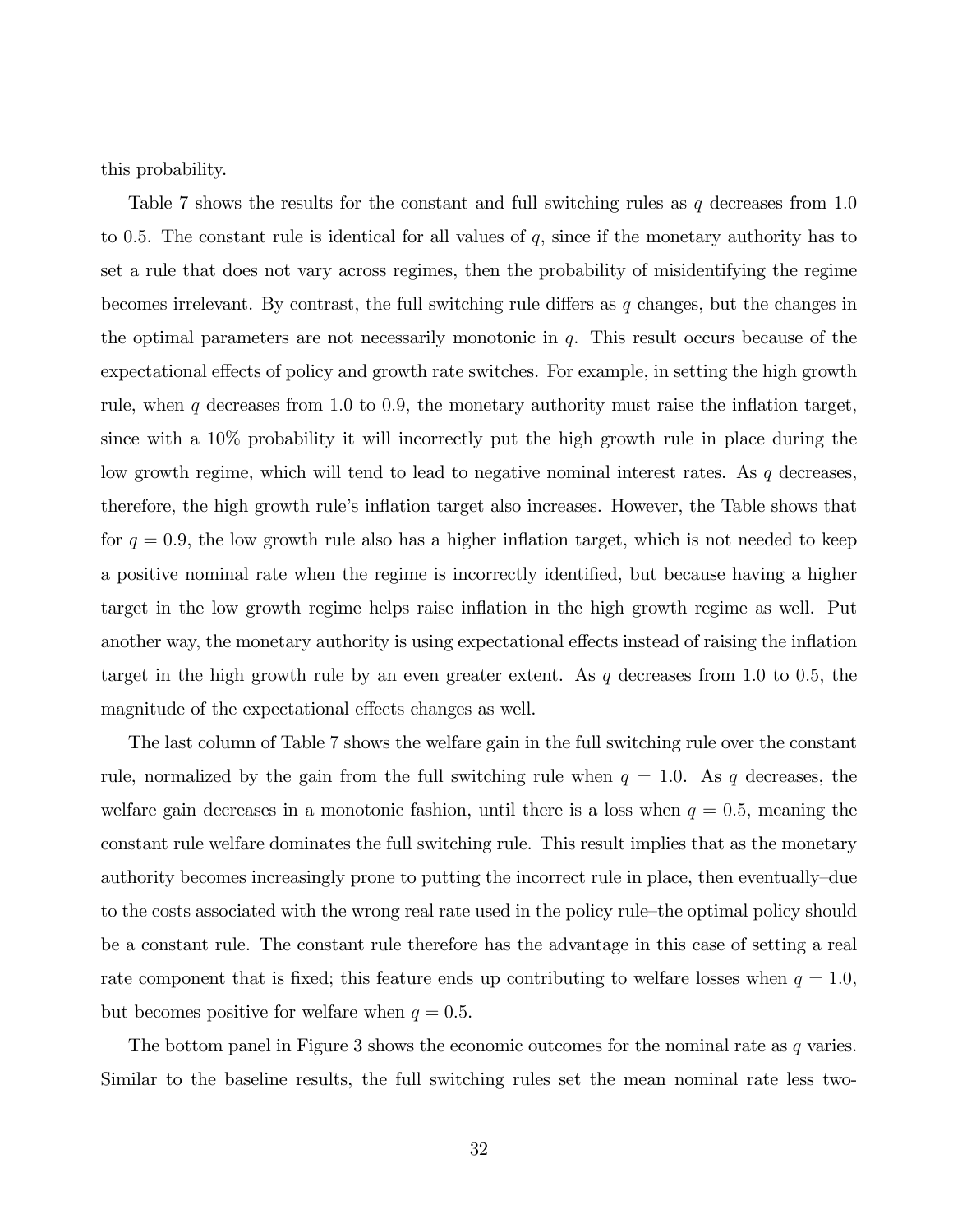this probability.

Table 7 shows the results for the constant and full switching rules as $q$ decreases from 1.0 to 0.5. The constant rule is identical for all values of $q$, since if the monetary authority has to set a rule that does not vary across regimes, then the probability of misidentifying the regime becomes irrelevant. By contrast, the full switching rule differs as $q$ changes, but the changes in the optimal parameters are not necessarily monotonic in $q$. This result occurs because of the expectational effects of policy and growth rate switches. For example, in setting the high growth rule, when $q$ decreases from 1.0 to 0.9, the monetary authority must raise the inflation target, since with a 10% probability it will incorrectly put the high growth rule in place during the low growth regime, which will tend to lead to negative nominal interest rates. As $q$ decreases, therefore, the high growth rule's inflation target also increases. However, the Table shows that for $q = 0.9$, the low growth rule also has a higher inflation target, which is not needed to keep a positive nominal rate when the regime is incorrectly identified, but because having a higher target in the low growth regime helps raise inflation in the high growth regime as well. Put another way, the monetary authority is using expectational effects instead of raising the inflation target in the high growth rule by an even greater extent. As $q$ decreases from 1.0 to 0.5, the magnitude of the expectational effects changes as well.

The last column of Table 7 shows the welfare gain in the full switching rule over the constant rule, normalized by the gain from the full switching rule when $q = 1.0$. As $q$ decreases, the welfare gain decreases in a monotonic fashion, until there is a loss when $q = 0.5$, meaning the constant rule welfare dominates the full switching rule. This result implies that as the monetary authority becomes increasingly prone to putting the incorrect rule in place, then eventually–due to the costs associated with the wrong real rate used in the policy rule–the optimal policy should be a constant rule. The constant rule therefore has the advantage in this case of setting a real rate component that is fixed; this feature ends up contributing to welfare losses when $q = 1.0$, but becomes positive for welfare when $q = 0.5$.

The bottom panel in Figure 3 shows the economic outcomes for the nominal rate as $q$ varies. Similar to the baseline results, the full switching rules set the mean nominal rate less two-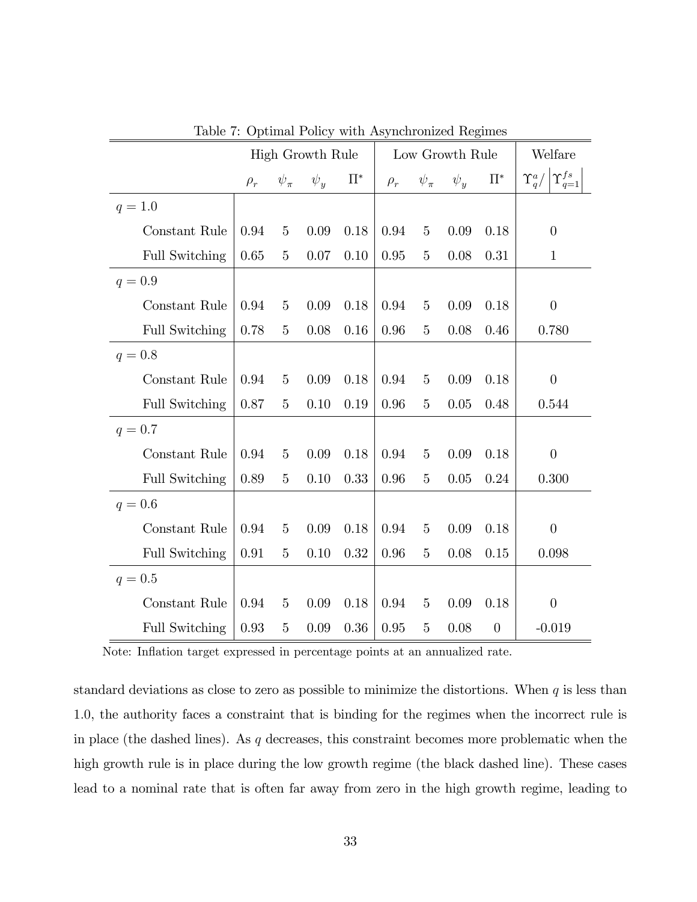Table 7: Optimal Policy with Asynchronized Regimes

| | High Growth Rule | | | | Low Growth Rule | | | | Welfare |
|---|---|---|---|---|---|---|---|---|---|
| | $\rho_r$ | $\psi_\pi$ | $\psi_y$ | $\Pi^*$ | $\rho_r$ | $\psi_\pi$ | $\psi_y$ | $\Pi^*$ | $\Upsilon_q^a / \left\lvert \Upsilon_{q=1}^{fs} \right\rvert$ |
| $q = 1.0$ | | | | | | | | | |
| Constant Rule | 0.94 | 5 | 0.09 | 0.18 | 0.94 | 5 | 0.09 | 0.18 | 0 |
| Full Switching | 0.65 | 5 | 0.07 | 0.10 | 0.95 | 5 | 0.08 | 0.31 | 1 |
| $q = 0.9$ | | | | | | | | | |
| Constant Rule | 0.94 | 5 | 0.09 | 0.18 | 0.94 | 5 | 0.09 | 0.18 | 0 |
| Full Switching | 0.78 | 5 | 0.08 | 0.16 | 0.96 | 5 | 0.08 | 0.46 | 0.780 |
| $q = 0.8$ | | | | | | | | | |
| Constant Rule | 0.94 | 5 | 0.09 | 0.18 | 0.94 | 5 | 0.09 | 0.18 | 0 |
| Full Switching | 0.87 | 5 | 0.10 | 0.19 | 0.96 | 5 | 0.05 | 0.48 | 0.544 |
| $q = 0.7$ | | | | | | | | | |
| Constant Rule | 0.94 | 5 | 0.09 | 0.18 | 0.94 | 5 | 0.09 | 0.18 | 0 |
| Full Switching | 0.89 | 5 | 0.10 | 0.33 | 0.96 | 5 | 0.05 | 0.24 | 0.300 |
| $q = 0.6$ | | | | | | | | | |
| Constant Rule | 0.94 | 5 | 0.09 | 0.18 | 0.94 | 5 | 0.09 | 0.18 | 0 |
| Full Switching | 0.91 | 5 | 0.10 | 0.32 | 0.96 | 5 | 0.08 | 0.15 | 0.098 |
| $q = 0.5$ | | | | | | | | | |
| Constant Rule | 0.94 | 5 | 0.09 | 0.18 | 0.94 | 5 | 0.09 | 0.18 | 0 |
| Full Switching | 0.93 | 5 | 0.09 | 0.36 | 0.95 | 5 | 0.08 | 0 | -0.019 |

Note: Inflation target expressed in percentage points at an annualized rate.

standard deviations as close to zero as possible to minimize the distortions. When $q$ is less than 1.0, the authority faces a constraint that is binding for the regimes when the incorrect rule is in place (the dashed lines). As $q$ decreases, this constraint becomes more problematic when the high growth rule is in place during the low growth regime (the black dashed line). These cases lead to a nominal rate that is often far away from zero in the high growth regime, leading to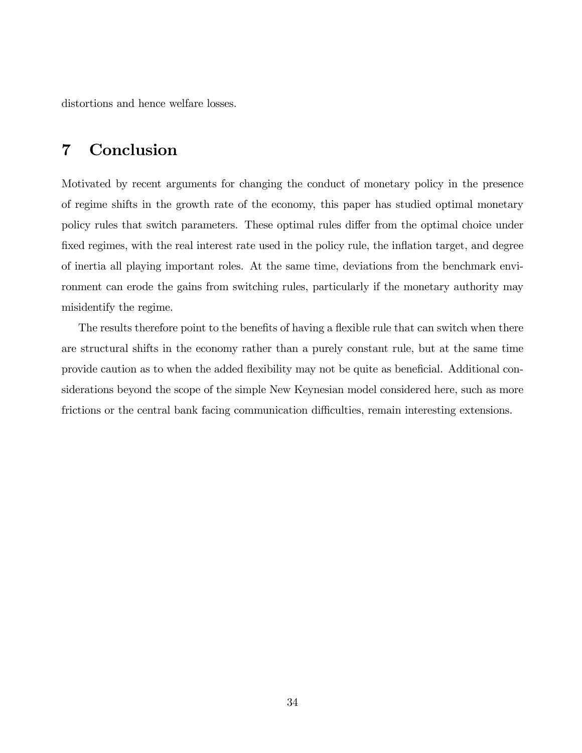distortions and hence welfare losses.

# 7 Conclusion

Motivated by recent arguments for changing the conduct of monetary policy in the presence of regime shifts in the growth rate of the economy, this paper has studied optimal monetary policy rules that switch parameters. These optimal rules differ from the optimal choice under fixed regimes, with the real interest rate used in the policy rule, the inflation target, and degree of inertia all playing important roles. At the same time, deviations from the benchmark environment can erode the gains from switching rules, particularly if the monetary authority may misidentify the regime.

The results therefore point to the benefits of having a flexible rule that can switch when there are structural shifts in the economy rather than a purely constant rule, but at the same time provide caution as to when the added flexibility may not be quite as beneficial. Additional considerations beyond the scope of the simple New Keynesian model considered here, such as more frictions or the central bank facing communication difficulties, remain interesting extensions.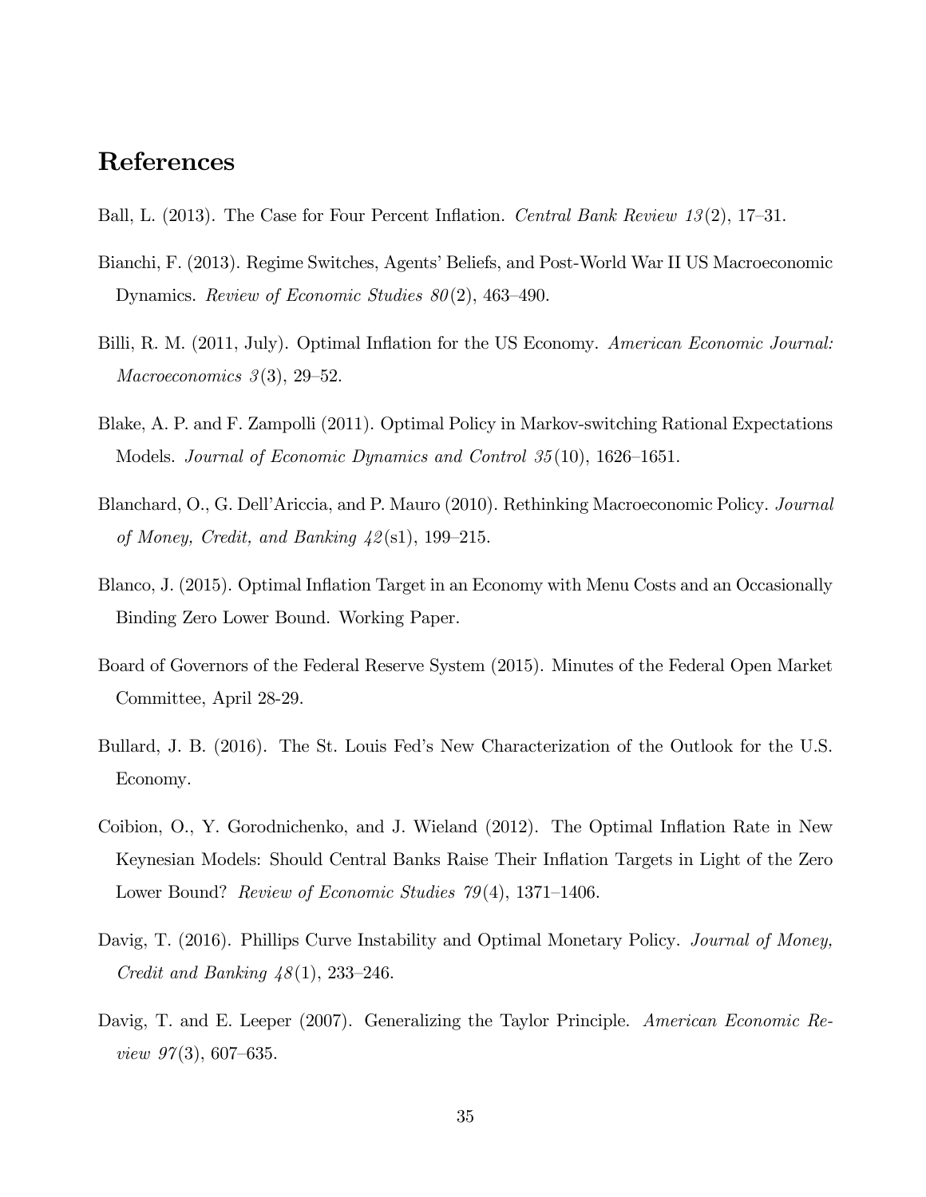# References

Ball, L. (2013). The Case for Four Percent Inflation. *Central Bank Review 13*(2), 17–31.

Bianchi, F. (2013). Regime Switches, Agents' Beliefs, and Post-World War II US Macroeconomic Dynamics. *Review of Economic Studies 80*(2), 463–490.

Billi, R. M. (2011, July). Optimal Inflation for the US Economy. *American Economic Journal: Macroeconomics 3*(3), 29–52.

Blake, A. P. and F. Zampolli (2011). Optimal Policy in Markov-switching Rational Expectations Models. *Journal of Economic Dynamics and Control 35*(10), 1626–1651.

Blanchard, O., G. Dell'Ariccia, and P. Mauro (2010). Rethinking Macroeconomic Policy. *Journal of Money, Credit, and Banking 42*(s1), 199–215.

Blanco, J. (2015). Optimal Inflation Target in an Economy with Menu Costs and an Occasionally Binding Zero Lower Bound. Working Paper.

Board of Governors of the Federal Reserve System (2015). Minutes of the Federal Open Market Committee, April 28-29.

Bullard, J. B. (2016). The St. Louis Fed's New Characterization of the Outlook for the U.S. Economy.

Coibion, O., Y. Gorodnichenko, and J. Wieland (2012). The Optimal Inflation Rate in New Keynesian Models: Should Central Banks Raise Their Inflation Targets in Light of the Zero Lower Bound? *Review of Economic Studies 79*(4), 1371–1406.

Davig, T. (2016). Phillips Curve Instability and Optimal Monetary Policy. *Journal of Money, Credit and Banking 48*(1), 233–246.

Davig, T. and E. Leeper (2007). Generalizing the Taylor Principle. *American Economic Review 97*(3), 607–635.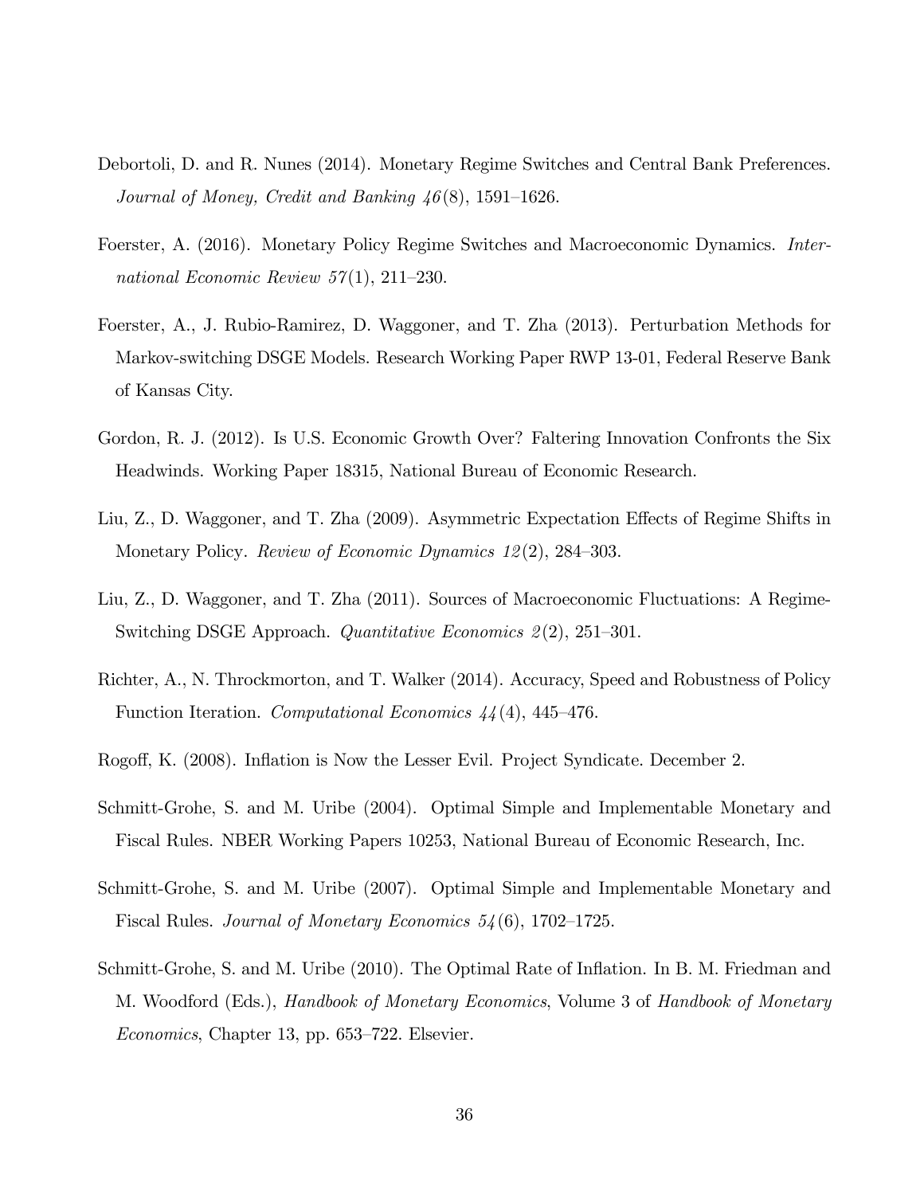Debortoli, D. and R. Nunes (2014). Monetary Regime Switches and Central Bank Preferences. *Journal of Money, Credit and Banking 46*(8), 1591–1626.

Foerster, A. (2016). Monetary Policy Regime Switches and Macroeconomic Dynamics. *International Economic Review 57*(1), 211–230.

Foerster, A., J. Rubio-Ramirez, D. Waggoner, and T. Zha (2013). Perturbation Methods for Markov-switching DSGE Models. Research Working Paper RWP 13-01, Federal Reserve Bank of Kansas City.

Gordon, R. J. (2012). Is U.S. Economic Growth Over? Faltering Innovation Confronts the Six Headwinds. Working Paper 18315, National Bureau of Economic Research.

Liu, Z., D. Waggoner, and T. Zha (2009). Asymmetric Expectation Effects of Regime Shifts in Monetary Policy. *Review of Economic Dynamics 12*(2), 284–303.

Liu, Z., D. Waggoner, and T. Zha (2011). Sources of Macroeconomic Fluctuations: A Regime-Switching DSGE Approach. *Quantitative Economics 2*(2), 251–301.

Richter, A., N. Throckmorton, and T. Walker (2014). Accuracy, Speed and Robustness of Policy Function Iteration. *Computational Economics 44*(4), 445–476.

Rogoff, K. (2008). Inflation is Now the Lesser Evil. Project Syndicate. December 2.

Schmitt-Grohe, S. and M. Uribe (2004). Optimal Simple and Implementable Monetary and Fiscal Rules. NBER Working Papers 10253, National Bureau of Economic Research, Inc.

Schmitt-Grohe, S. and M. Uribe (2007). Optimal Simple and Implementable Monetary and Fiscal Rules. *Journal of Monetary Economics 54*(6), 1702–1725.

Schmitt-Grohe, S. and M. Uribe (2010). The Optimal Rate of Inflation. In B. M. Friedman and M. Woodford (Eds.), *Handbook of Monetary Economics*, Volume 3 of *Handbook of Monetary Economics*, Chapter 13, pp. 653–722. Elsevier.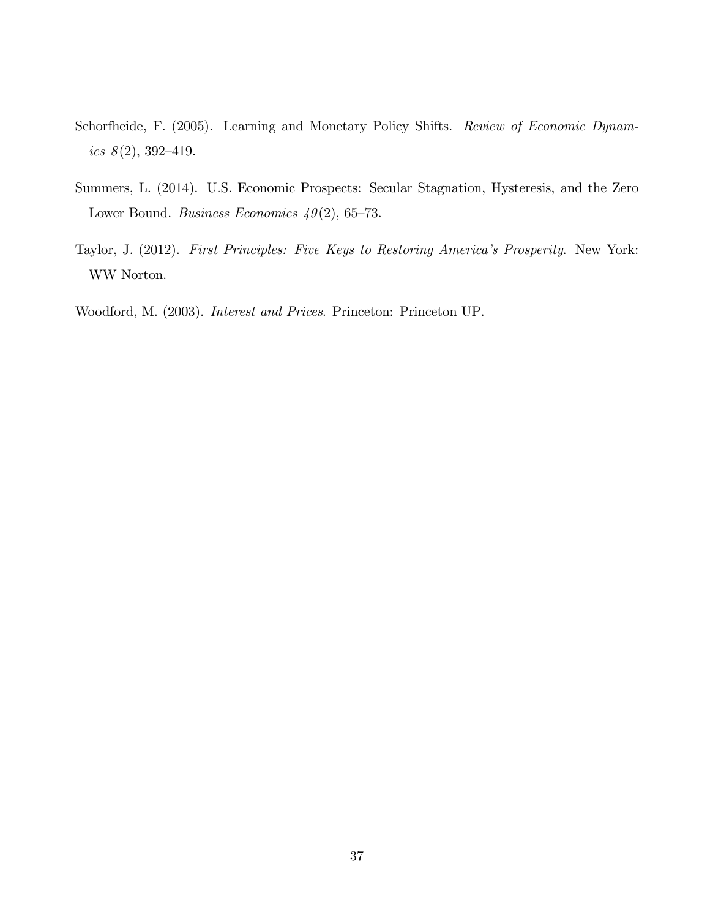Schorfheide, F. (2005). Learning and Monetary Policy Shifts. *Review of Economic Dynamics 8*(2), 392–419.

Summers, L. (2014). U.S. Economic Prospects: Secular Stagnation, Hysteresis, and the Zero Lower Bound. *Business Economics 49*(2), 65–73.

Taylor, J. (2012). *First Principles: Five Keys to Restoring America's Prosperity*. New York: WW Norton.

Woodford, M. (2003). *Interest and Prices*. Princeton: Princeton UP.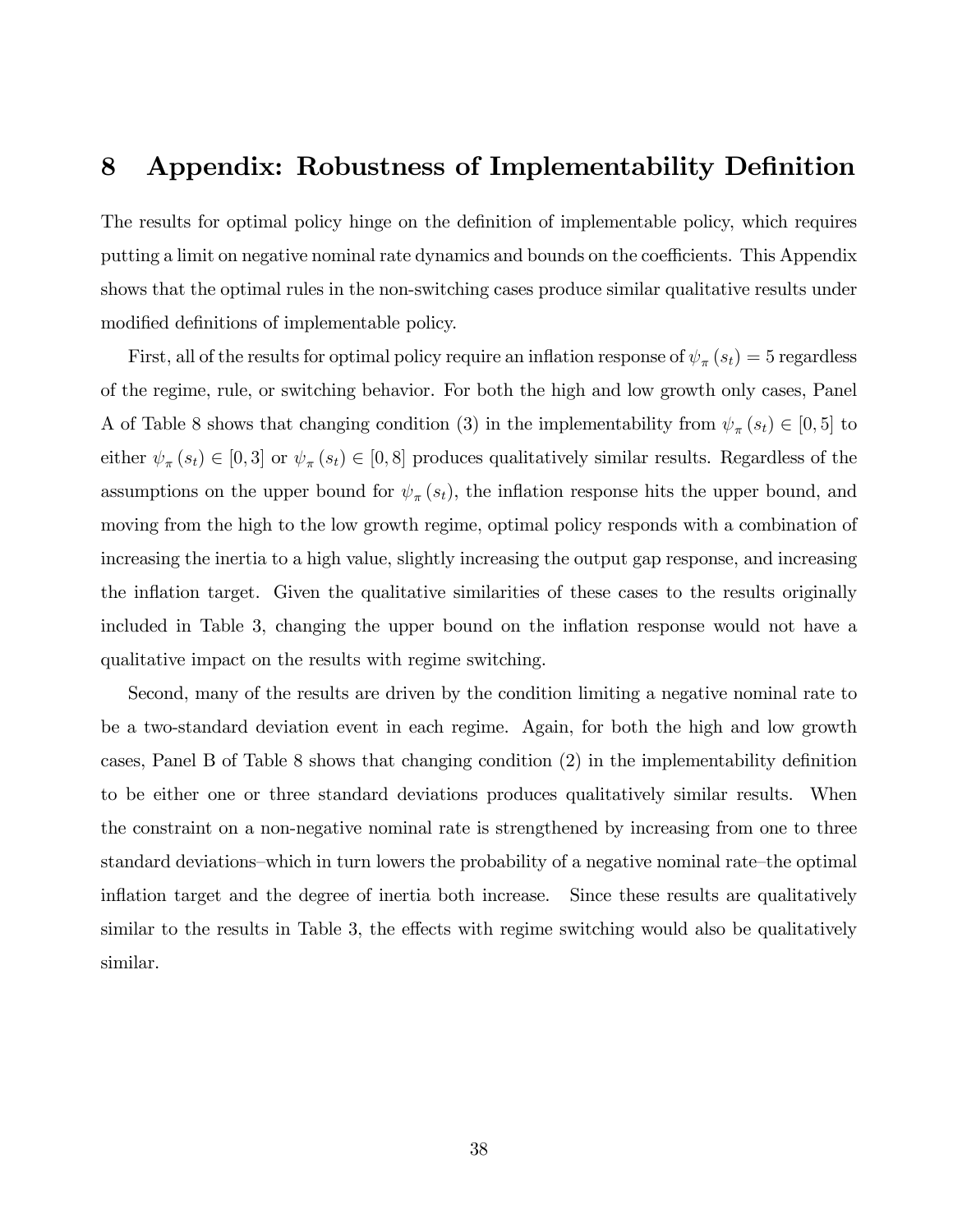# 8 Appendix: Robustness of Implementability Definition

The results for optimal policy hinge on the definition of implementable policy, which requires putting a limit on negative nominal rate dynamics and bounds on the coefficients. This Appendix shows that the optimal rules in the non-switching cases produce similar qualitative results under modified definitions of implementable policy.

First, all of the results for optimal policy require an inflation response of $\psi_{\pi}(s_t) = 5$ regardless of the regime, rule, or switching behavior. For both the high and low growth only cases, Panel A of Table 8 shows that changing condition (3) in the implementability from $\psi_{\pi}(s_t) \in [0, 5]$ to either $\psi_{\pi}(s_t) \in [0, 3]$ or $\psi_{\pi}(s_t) \in [0, 8]$ produces qualitatively similar results. Regardless of the assumptions on the upper bound for $\psi_{\pi}(s_t)$, the inflation response hits the upper bound, and moving from the high to the low growth regime, optimal policy responds with a combination of increasing the inertia to a high value, slightly increasing the output gap response, and increasing the inflation target. Given the qualitative similarities of these cases to the results originally included in Table 3, changing the upper bound on the inflation response would not have a qualitative impact on the results with regime switching.

Second, many of the results are driven by the condition limiting a negative nominal rate to be a two-standard deviation event in each regime. Again, for both the high and low growth cases, Panel B of Table 8 shows that changing condition (2) in the implementability definition to be either one or three standard deviations produces qualitatively similar results. When the constraint on a non-negative nominal rate is strengthened by increasing from one to three standard deviations–which in turn lowers the probability of a negative nominal rate–the optimal inflation target and the degree of inertia both increase. Since these results are qualitatively similar to the results in Table 3, the effects with regime switching would also be qualitatively similar.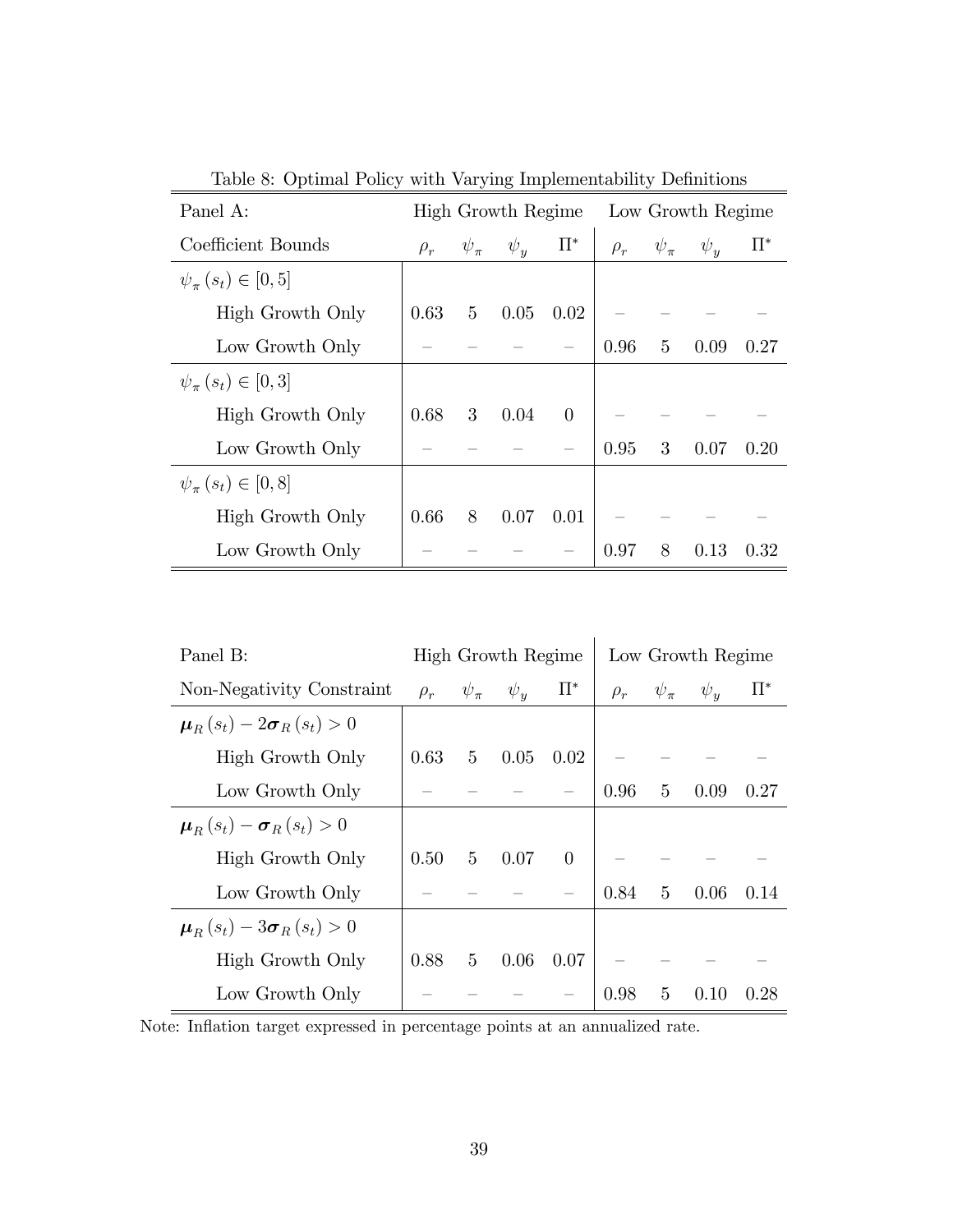Table 8: Optimal Policy with Varying Implementability Definitions

| Panel A: | High Growth Regime | | | | Low Growth Regime | | | |
|---|---|---|---|---|---|---|---|---|
| Coefficient Bounds | $\rho_r$ | $\psi_\pi$ | $\psi_y$ | $\Pi^*$ | $\rho_r$ | $\psi_\pi$ | $\psi_y$ | $\Pi^*$ |
| $\psi_\pi(s_t) \in [0,5]$ | | | | | | | | |
| High Growth Only | 0.63 | 5 | 0.05 | 0.02 | – | – | – | – |
| Low Growth Only | – | – | – | – | 0.96 | 5 | 0.09 | 0.27 |
| $\psi_\pi(s_t) \in [0,3]$ | | | | | | | | |
| High Growth Only | 0.68 | 3 | 0.04 | 0 | – | – | – | – |
| Low Growth Only | – | – | – | – | 0.95 | 3 | 0.07 | 0.20 |
| $\psi_\pi(s_t) \in [0,8]$ | | | | | | | | |
| High Growth Only | 0.66 | 8 | 0.07 | 0.01 | – | – | – | – |
| Low Growth Only | – | – | – | – | 0.97 | 8 | 0.13 | 0.32 |

| Panel B: | High Growth Regime | | | | Low Growth Regime | | | |
|---|---|---|---|---|---|---|---|---|
| Non-Negativity Constraint | $\rho_r$ | $\psi_\pi$ | $\psi_y$ | $\Pi^*$ | $\rho_r$ | $\psi_\pi$ | $\psi_y$ | $\Pi^*$ |
| $\boldsymbol{\mu}_R(s_t) - 2\boldsymbol{\sigma}_R(s_t) > 0$ | | | | | | | | |
| High Growth Only | 0.63 | 5 | 0.05 | 0.02 | – | – | – | – |
| Low Growth Only | – | – | – | – | 0.96 | 5 | 0.09 | 0.27 |
| $\boldsymbol{\mu}_R(s_t) - \boldsymbol{\sigma}_R(s_t) > 0$ | | | | | | | | |
| High Growth Only | 0.50 | 5 | 0.07 | 0 | – | – | – | – |
| Low Growth Only | – | – | – | – | 0.84 | 5 | 0.06 | 0.14 |
| $\boldsymbol{\mu}_R(s_t) - 3\boldsymbol{\sigma}_R(s_t) > 0$ | | | | | | | | |
| High Growth Only | 0.88 | 5 | 0.06 | 0.07 | – | – | – | – |
| Low Growth Only | – | – | – | – | 0.98 | 5 | 0.10 | 0.28 |

Note: Inflation target expressed in percentage points at an annualized rate.